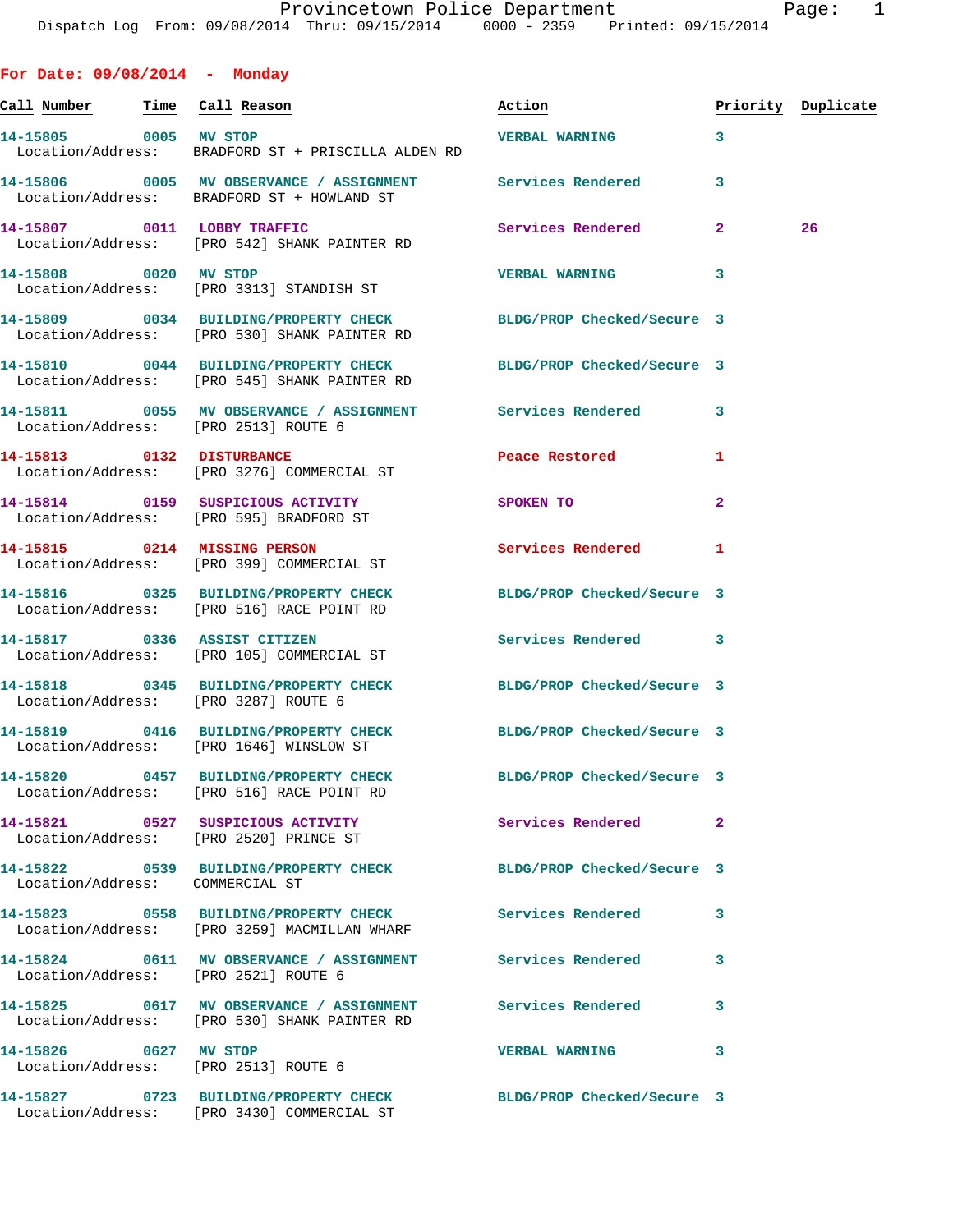## For Date: 09/08/2014 - Monday

| Call Number | Time | Call Reason | Action | Priority | Duplicate |
|---|---|---|---|---|---|
| 14-15805 | 0005 | MV STOP | VERBAL WARNING | 3 | |
| Location/Address: | | BRADFORD ST + PRISCILLA ALDEN RD | | | |
| 14-15806 | 0005 | MV OBSERVANCE / ASSIGNMENT | Services Rendered | 3 | |
| Location/Address: | | BRADFORD ST + HOWLAND ST | | | |
| 14-15807 | 0011 | LOBBY TRAFFIC | Services Rendered | 2 | 26 |
| Location/Address: | | [PRO 542] SHANK PAINTER RD | | | |
| 14-15808 | 0020 | MV STOP | VERBAL WARNING | 3 | |
| Location/Address: | | [PRO 3313] STANDISH ST | | | |
| 14-15809 | 0034 | BUILDING/PROPERTY CHECK | BLDG/PROP Checked/Secure | 3 | |
| Location/Address: | | [PRO 530] SHANK PAINTER RD | | | |
| 14-15810 | 0044 | BUILDING/PROPERTY CHECK | BLDG/PROP Checked/Secure | 3 | |
| Location/Address: | | [PRO 545] SHANK PAINTER RD | | | |
| 14-15811 | 0055 | MV OBSERVANCE / ASSIGNMENT | Services Rendered | 3 | |
| Location/Address: | | [PRO 2513] ROUTE 6 | | | |
| 14-15813 | 0132 | DISTURBANCE | Peace Restored | 1 | |
| Location/Address: | | [PRO 3276] COMMERCIAL ST | | | |
| 14-15814 | 0159 | SUSPICIOUS ACTIVITY | SPOKEN TO | 2 | |
| Location/Address: | | [PRO 595] BRADFORD ST | | | |
| 14-15815 | 0214 | MISSING PERSON | Services Rendered | 1 | |
| Location/Address: | | [PRO 399] COMMERCIAL ST | | | |
| 14-15816 | 0325 | BUILDING/PROPERTY CHECK | BLDG/PROP Checked/Secure | 3 | |
| Location/Address: | | [PRO 516] RACE POINT RD | | | |
| 14-15817 | 0336 | ASSIST CITIZEN | Services Rendered | 3 | |
| Location/Address: | | [PRO 105] COMMERCIAL ST | | | |
| 14-15818 | 0345 | BUILDING/PROPERTY CHECK | BLDG/PROP Checked/Secure | 3 | |
| Location/Address: | | [PRO 3287] ROUTE 6 | | | |
| 14-15819 | 0416 | BUILDING/PROPERTY CHECK | BLDG/PROP Checked/Secure | 3 | |
| Location/Address: | | [PRO 1646] WINSLOW ST | | | |
| 14-15820 | 0457 | BUILDING/PROPERTY CHECK | BLDG/PROP Checked/Secure | 3 | |
| Location/Address: | | [PRO 516] RACE POINT RD | | | |
| 14-15821 | 0527 | SUSPICIOUS ACTIVITY | Services Rendered | 2 | |
| Location/Address: | | [PRO 2520] PRINCE ST | | | |
| 14-15822 | 0539 | BUILDING/PROPERTY CHECK | BLDG/PROP Checked/Secure | 3 | |
| Location/Address: | | COMMERCIAL ST | | | |
| 14-15823 | 0558 | BUILDING/PROPERTY CHECK | Services Rendered | 3 | |
| Location/Address: | | [PRO 3259] MACMILLAN WHARF | | | |
| 14-15824 | 0611 | MV OBSERVANCE / ASSIGNMENT | Services Rendered | 3 | |
| Location/Address: | | [PRO 2521] ROUTE 6 | | | |
| 14-15825 | 0617 | MV OBSERVANCE / ASSIGNMENT | Services Rendered | 3 | |
| Location/Address: | | [PRO 530] SHANK PAINTER RD | | | |
| 14-15826 | 0627 | MV STOP | VERBAL WARNING | 3 | |
| Location/Address: | | [PRO 2513] ROUTE 6 | | | |
| 14-15827 | 0723 | BUILDING/PROPERTY CHECK | BLDG/PROP Checked/Secure | 3 | |
| Location/Address: | | [PRO 3430] COMMERCIAL ST | | | |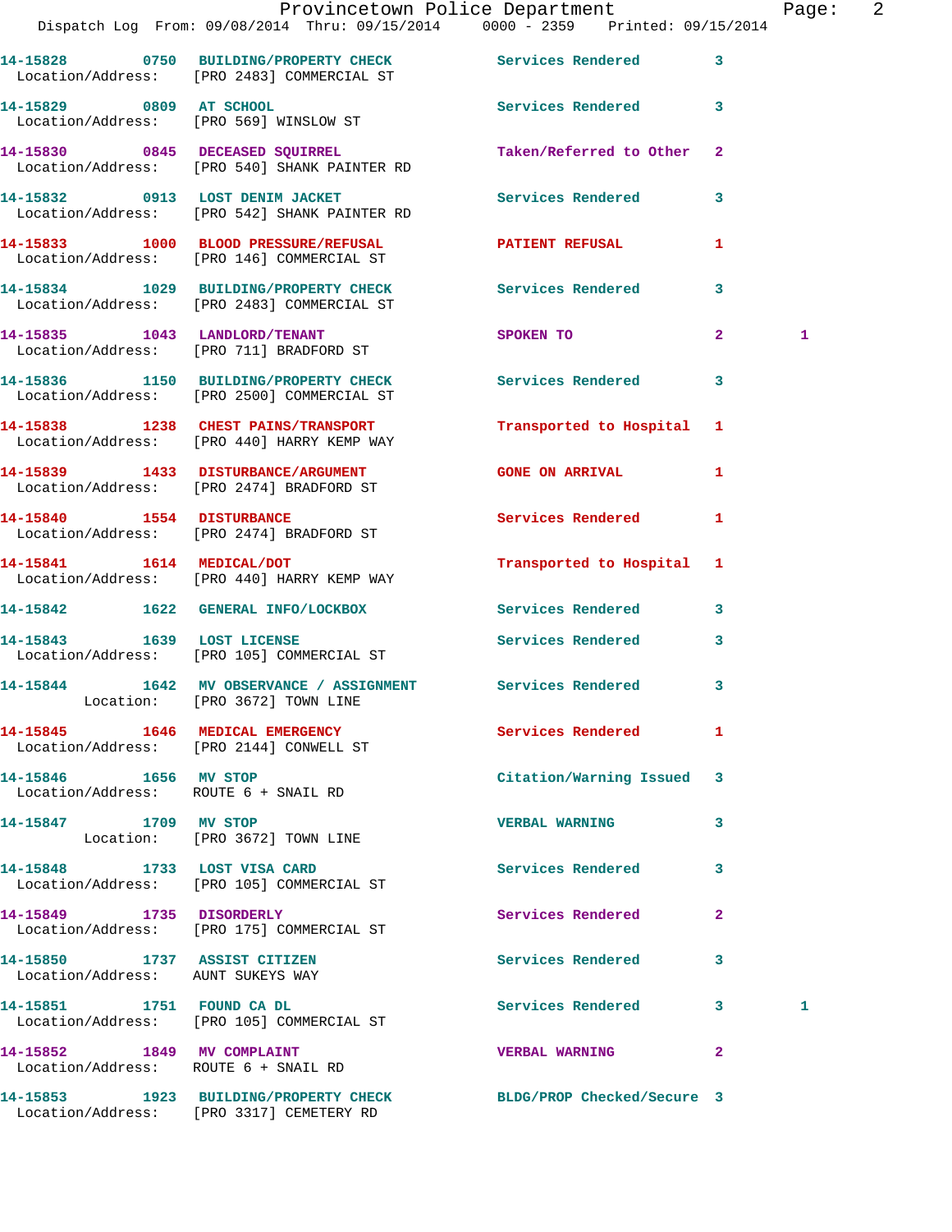14-15828 0750 BUILDING/PROPERTY CHECK Services Rendered 3
Location/Address: [PRO 2483] COMMERCIAL ST

14-15829 0809 AT SCHOOL Services Rendered 3
Location/Address: [PRO 569] WINSLOW ST

14-15830 0845 DECEASED SQUIRREL Taken/Referred to Other 2
Location/Address: [PRO 540] SHANK PAINTER RD

14-15832 0913 LOST DENIM JACKET Services Rendered 3
Location/Address: [PRO 542] SHANK PAINTER RD

14-15833 1000 BLOOD PRESSURE/REFUSAL PATIENT REFUSAL 1
Location/Address: [PRO 146] COMMERCIAL ST

14-15834 1029 BUILDING/PROPERTY CHECK Services Rendered 3
Location/Address: [PRO 2483] COMMERCIAL ST

14-15835 1043 LANDLORD/TENANT SPOKEN TO 2 1
Location/Address: [PRO 711] BRADFORD ST

14-15836 1150 BUILDING/PROPERTY CHECK Services Rendered 3
Location/Address: [PRO 2500] COMMERCIAL ST

14-15838 1238 CHEST PAINS/TRANSPORT Transported to Hospital 1
Location/Address: [PRO 440] HARRY KEMP WAY

14-15839 1433 DISTURBANCE/ARGUMENT GONE ON ARRIVAL 1
Location/Address: [PRO 2474] BRADFORD ST

14-15840 1554 DISTURBANCE Services Rendered 1
Location/Address: [PRO 2474] BRADFORD ST

14-15841 1614 MEDICAL/DOT Transported to Hospital 1
Location/Address: [PRO 440] HARRY KEMP WAY

14-15842 1622 GENERAL INFO/LOCKBOX Services Rendered 3

14-15843 1639 LOST LICENSE Services Rendered 3
Location/Address: [PRO 105] COMMERCIAL ST

14-15844 1642 MV OBSERVANCE / ASSIGNMENT Services Rendered 3
Location: [PRO 3672] TOWN LINE

14-15845 1646 MEDICAL EMERGENCY Services Rendered 1
Location/Address: [PRO 2144] CONWELL ST

14-15846 1656 MV STOP Citation/Warning Issued 3
Location/Address: ROUTE 6 + SNAIL RD

14-15847 1709 MV STOP VERBAL WARNING 3
Location: [PRO 3672] TOWN LINE

14-15848 1733 LOST VISA CARD Services Rendered 3
Location/Address: [PRO 105] COMMERCIAL ST

14-15849 1735 DISORDERLY Services Rendered 2
Location/Address: [PRO 175] COMMERCIAL ST

14-15850 1737 ASSIST CITIZEN Services Rendered 3
Location/Address: AUNT SUKEYS WAY

14-15851 1751 FOUND CA DL Services Rendered 3 1
Location/Address: [PRO 105] COMMERCIAL ST

14-15852 1849 MV COMPLAINT VERBAL WARNING 2
Location/Address: ROUTE 6 + SNAIL RD

14-15853 1923 BUILDING/PROPERTY CHECK BLDG/PROP Checked/Secure 3
Location/Address: [PRO 3317] CEMETERY RD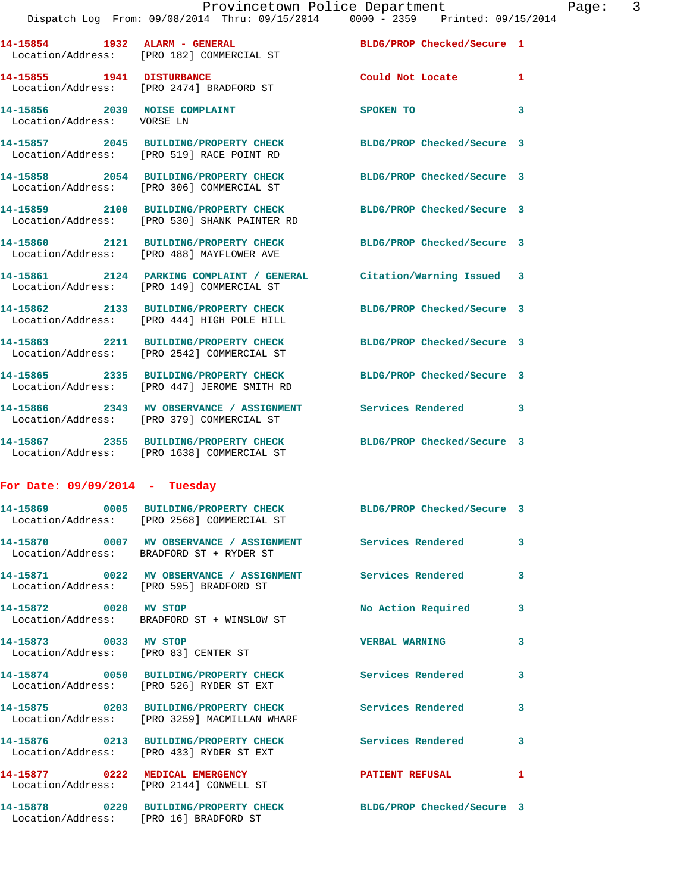14-15854 1932 **ALARM - GENERAL** BLDG/PROP Checked/Secure 1
Location/Address: [PRO 182] COMMERCIAL ST

14-15855 1941 **DISTURBANCE** Could Not Locate 1
Location/Address: [PRO 2474] BRADFORD ST

14-15856 2039 **NOISE COMPLAINT** SPOKEN TO 3
Location/Address: VORSE LN

14-15857 2045 **BUILDING/PROPERTY CHECK** BLDG/PROP Checked/Secure 3
Location/Address: [PRO 519] RACE POINT RD

14-15858 2054 **BUILDING/PROPERTY CHECK** BLDG/PROP Checked/Secure 3
Location/Address: [PRO 306] COMMERCIAL ST

14-15859 2100 **BUILDING/PROPERTY CHECK** BLDG/PROP Checked/Secure 3
Location/Address: [PRO 530] SHANK PAINTER RD

14-15860 2121 **BUILDING/PROPERTY CHECK** BLDG/PROP Checked/Secure 3
Location/Address: [PRO 488] MAYFLOWER AVE

14-15861 2124 **PARKING COMPLAINT / GENERAL** Citation/Warning Issued 3
Location/Address: [PRO 149] COMMERCIAL ST

14-15862 2133 **BUILDING/PROPERTY CHECK** BLDG/PROP Checked/Secure 3
Location/Address: [PRO 444] HIGH POLE HILL

14-15863 2211 **BUILDING/PROPERTY CHECK** BLDG/PROP Checked/Secure 3
Location/Address: [PRO 2542] COMMERCIAL ST

14-15865 2335 **BUILDING/PROPERTY CHECK** BLDG/PROP Checked/Secure 3
Location/Address: [PRO 447] JEROME SMITH RD

14-15866 2343 **MV OBSERVANCE / ASSIGNMENT** Services Rendered 3
Location/Address: [PRO 379] COMMERCIAL ST

14-15867 2355 **BUILDING/PROPERTY CHECK** BLDG/PROP Checked/Secure 3
Location/Address: [PRO 1638] COMMERCIAL ST

## For Date: 09/09/2014 - Tuesday

14-15869 0005 **BUILDING/PROPERTY CHECK** BLDG/PROP Checked/Secure 3
Location/Address: [PRO 2568] COMMERCIAL ST

14-15870 0007 **MV OBSERVANCE / ASSIGNMENT** Services Rendered 3
Location/Address: BRADFORD ST + RYDER ST

14-15871 0022 **MV OBSERVANCE / ASSIGNMENT** Services Rendered 3
Location/Address: [PRO 595] BRADFORD ST

14-15872 0028 **MV STOP** No Action Required 3
Location/Address: BRADFORD ST + WINSLOW ST

14-15873 0033 **MV STOP** VERBAL WARNING 3
Location/Address: [PRO 83] CENTER ST

14-15874 0050 **BUILDING/PROPERTY CHECK** Services Rendered 3
Location/Address: [PRO 526] RYDER ST EXT

14-15875 0203 **BUILDING/PROPERTY CHECK** Services Rendered 3
Location/Address: [PRO 3259] MACMILLAN WHARF

14-15876 0213 **BUILDING/PROPERTY CHECK** Services Rendered 3
Location/Address: [PRO 433] RYDER ST EXT

14-15877 0222 **MEDICAL EMERGENCY** PATIENT REFUSAL 1
Location/Address: [PRO 2144] CONWELL ST

14-15878 0229 **BUILDING/PROPERTY CHECK** BLDG/PROP Checked/Secure 3
Location/Address: [PRO 16] BRADFORD ST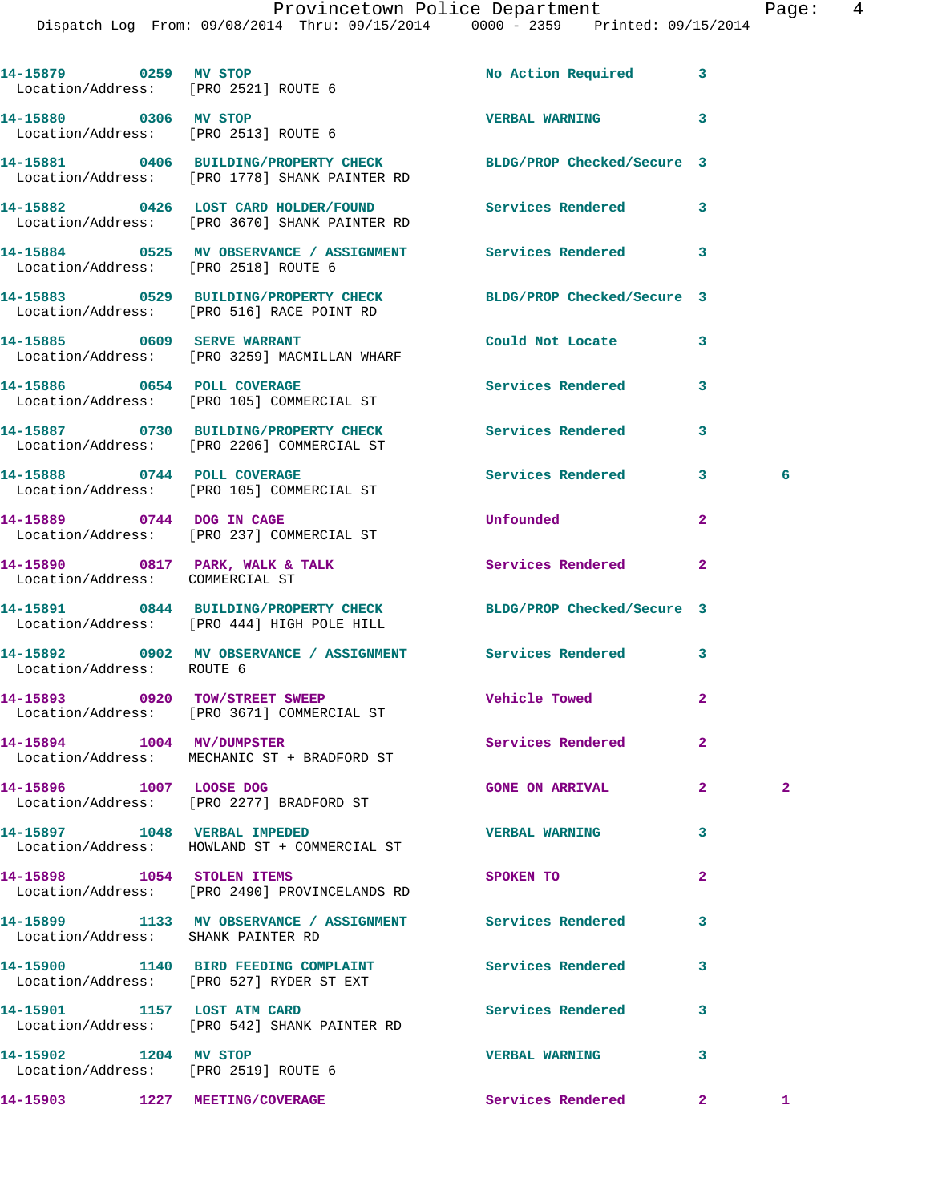14-15879 0259 MV STOP No Action Required 3
Location/Address: [PRO 2521] ROUTE 6

14-15880 0306 MV STOP VERBAL WARNING 3
Location/Address: [PRO 2513] ROUTE 6

14-15881 0406 BUILDING/PROPERTY CHECK BLDG/PROP Checked/Secure 3
Location/Address: [PRO 1778] SHANK PAINTER RD

14-15882 0426 LOST CARD HOLDER/FOUND Services Rendered 3
Location/Address: [PRO 3670] SHANK PAINTER RD

14-15884 0525 MV OBSERVANCE / ASSIGNMENT Services Rendered 3
Location/Address: [PRO 2518] ROUTE 6

14-15883 0529 BUILDING/PROPERTY CHECK BLDG/PROP Checked/Secure 3
Location/Address: [PRO 516] RACE POINT RD

14-15885 0609 SERVE WARRANT Could Not Locate 3
Location/Address: [PRO 3259] MACMILLAN WHARF

14-15886 0654 POLL COVERAGE Services Rendered 3
Location/Address: [PRO 105] COMMERCIAL ST

14-15887 0730 BUILDING/PROPERTY CHECK Services Rendered 3
Location/Address: [PRO 2206] COMMERCIAL ST

14-15888 0744 POLL COVERAGE Services Rendered 3 6
Location/Address: [PRO 105] COMMERCIAL ST

14-15889 0744 DOG IN CAGE Unfounded 2
Location/Address: [PRO 237] COMMERCIAL ST

14-15890 0817 PARK, WALK & TALK Services Rendered 2
Location/Address: COMMERCIAL ST

14-15891 0844 BUILDING/PROPERTY CHECK BLDG/PROP Checked/Secure 3
Location/Address: [PRO 444] HIGH POLE HILL

14-15892 0902 MV OBSERVANCE / ASSIGNMENT Services Rendered 3
Location/Address: ROUTE 6

14-15893 0920 TOW/STREET SWEEP Vehicle Towed 2
Location/Address: [PRO 3671] COMMERCIAL ST

14-15894 1004 MV/DUMPSTER Services Rendered 2
Location/Address: MECHANIC ST + BRADFORD ST

14-15896 1007 LOOSE DOG GONE ON ARRIVAL 2 2
Location/Address: [PRO 2277] BRADFORD ST

14-15897 1048 VERBAL IMPEDED VERBAL WARNING 3
Location/Address: HOWLAND ST + COMMERCIAL ST

14-15898 1054 STOLEN ITEMS SPOKEN TO 2
Location/Address: [PRO 2490] PROVINCELANDS RD

14-15899 1133 MV OBSERVANCE / ASSIGNMENT Services Rendered 3
Location/Address: SHANK PAINTER RD

14-15900 1140 BIRD FEEDING COMPLAINT Services Rendered 3
Location/Address: [PRO 527] RYDER ST EXT

14-15901 1157 LOST ATM CARD Services Rendered 3
Location/Address: [PRO 542] SHANK PAINTER RD

14-15902 1204 MV STOP VERBAL WARNING 3
Location/Address: [PRO 2519] ROUTE 6

14-15903 1227 MEETING/COVERAGE Services Rendered 2 1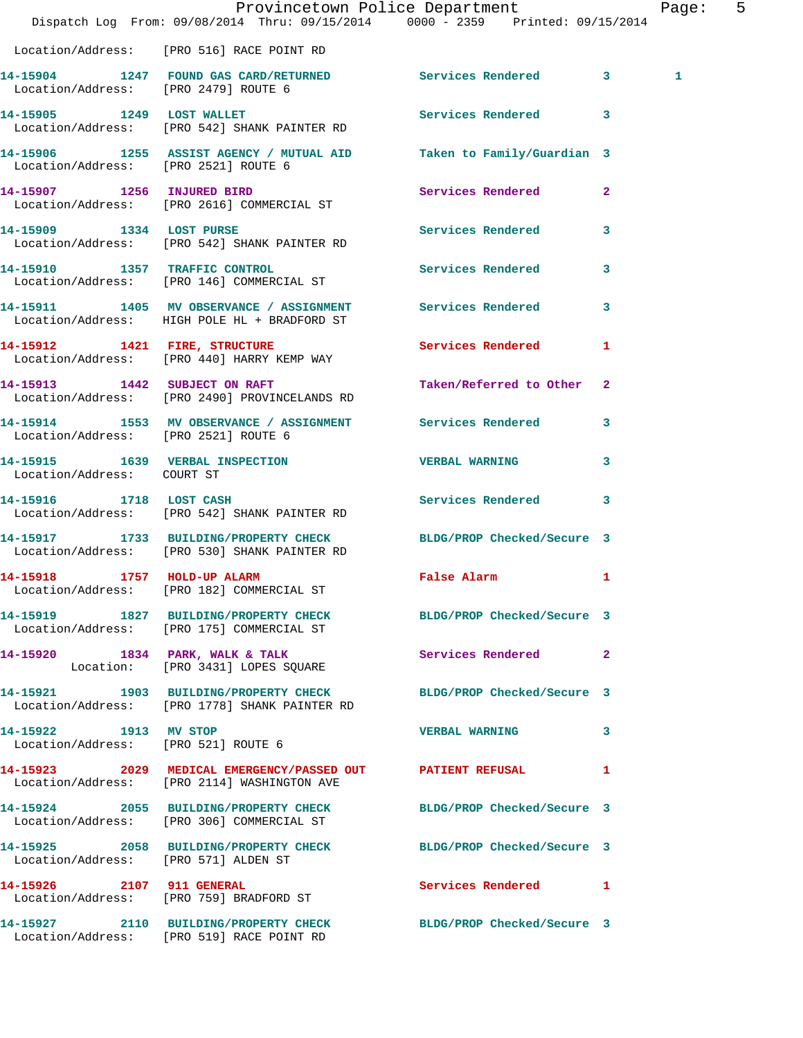Location/Address: [PRO 516] RACE POINT RD

14-15904 1247 FOUND GAS CARD/RETURNED Services Rendered 3 1
Location/Address: [PRO 2479] ROUTE 6

14-15905 1249 LOST WALLET Services Rendered 3
Location/Address: [PRO 542] SHANK PAINTER RD

14-15906 1255 ASSIST AGENCY / MUTUAL AID Taken to Family/Guardian 3
Location/Address: [PRO 2521] ROUTE 6

14-15907 1256 INJURED BIRD Services Rendered 2
Location/Address: [PRO 2616] COMMERCIAL ST

14-15909 1334 LOST PURSE Services Rendered 3
Location/Address: [PRO 542] SHANK PAINTER RD

14-15910 1357 TRAFFIC CONTROL Services Rendered 3
Location/Address: [PRO 146] COMMERCIAL ST

14-15911 1405 MV OBSERVANCE / ASSIGNMENT Services Rendered 3
Location/Address: HIGH POLE HL + BRADFORD ST

14-15912 1421 FIRE, STRUCTURE Services Rendered 1
Location/Address: [PRO 440] HARRY KEMP WAY

14-15913 1442 SUBJECT ON RAFT Taken/Referred to Other 2
Location/Address: [PRO 2490] PROVINCELANDS RD

14-15914 1553 MV OBSERVANCE / ASSIGNMENT Services Rendered 3
Location/Address: [PRO 2521] ROUTE 6

14-15915 1639 VERBAL INSPECTION VERBAL WARNING 3
Location/Address: COURT ST

14-15916 1718 LOST CASH Services Rendered 3
Location/Address: [PRO 542] SHANK PAINTER RD

14-15917 1733 BUILDING/PROPERTY CHECK BLDG/PROP Checked/Secure 3
Location/Address: [PRO 530] SHANK PAINTER RD

14-15918 1757 HOLD-UP ALARM False Alarm 1
Location/Address: [PRO 182] COMMERCIAL ST

14-15919 1827 BUILDING/PROPERTY CHECK BLDG/PROP Checked/Secure 3
Location/Address: [PRO 175] COMMERCIAL ST

14-15920 1834 PARK, WALK & TALK Services Rendered 2
Location: [PRO 3431] LOPES SQUARE

14-15921 1903 BUILDING/PROPERTY CHECK BLDG/PROP Checked/Secure 3
Location/Address: [PRO 1778] SHANK PAINTER RD

14-15922 1913 MV STOP VERBAL WARNING 3
Location/Address: [PRO 521] ROUTE 6

14-15923 2029 MEDICAL EMERGENCY/PASSED OUT PATIENT REFUSAL 1
Location/Address: [PRO 2114] WASHINGTON AVE

14-15924 2055 BUILDING/PROPERTY CHECK BLDG/PROP Checked/Secure 3
Location/Address: [PRO 306] COMMERCIAL ST

14-15925 2058 BUILDING/PROPERTY CHECK BLDG/PROP Checked/Secure 3
Location/Address: [PRO 571] ALDEN ST

14-15926 2107 911 GENERAL Services Rendered 1
Location/Address: [PRO 759] BRADFORD ST

14-15927 2110 BUILDING/PROPERTY CHECK BLDG/PROP Checked/Secure 3
Location/Address: [PRO 519] RACE POINT RD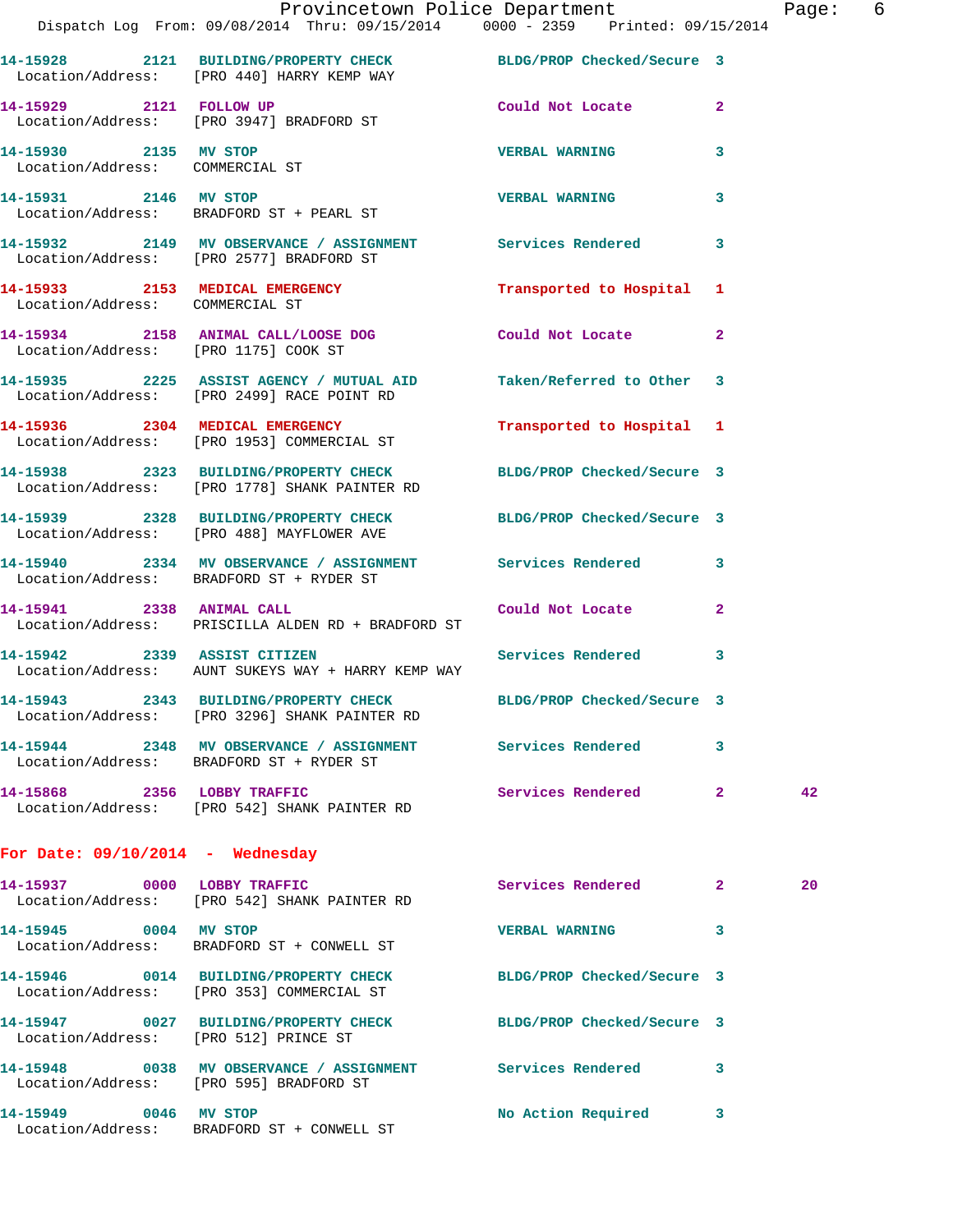14-15928 2121 BUILDING/PROPERTY CHECK BLDG/PROP Checked/Secure 3
Location/Address: [PRO 440] HARRY KEMP WAY

14-15929 2121 FOLLOW UP Could Not Locate 2
Location/Address: [PRO 3947] BRADFORD ST

14-15930 2135 MV STOP VERBAL WARNING 3
Location/Address: COMMERCIAL ST

14-15931 2146 MV STOP VERBAL WARNING 3
Location/Address: BRADFORD ST + PEARL ST

14-15932 2149 MV OBSERVANCE / ASSIGNMENT Services Rendered 3
Location/Address: [PRO 2577] BRADFORD ST

14-15933 2153 MEDICAL EMERGENCY Transported to Hospital 1
Location/Address: COMMERCIAL ST

14-15934 2158 ANIMAL CALL/LOOSE DOG Could Not Locate 2
Location/Address: [PRO 1175] COOK ST

14-15935 2225 ASSIST AGENCY / MUTUAL AID Taken/Referred to Other 3
Location/Address: [PRO 2499] RACE POINT RD

14-15936 2304 MEDICAL EMERGENCY Transported to Hospital 1
Location/Address: [PRO 1953] COMMERCIAL ST

14-15938 2323 BUILDING/PROPERTY CHECK BLDG/PROP Checked/Secure 3
Location/Address: [PRO 1778] SHANK PAINTER RD

14-15939 2328 BUILDING/PROPERTY CHECK BLDG/PROP Checked/Secure 3
Location/Address: [PRO 488] MAYFLOWER AVE

14-15940 2334 MV OBSERVANCE / ASSIGNMENT Services Rendered 3
Location/Address: BRADFORD ST + RYDER ST

14-15941 2338 ANIMAL CALL Could Not Locate 2
Location/Address: PRISCILLA ALDEN RD + BRADFORD ST

14-15942 2339 ASSIST CITIZEN Services Rendered 3
Location/Address: AUNT SUKEYS WAY + HARRY KEMP WAY

14-15943 2343 BUILDING/PROPERTY CHECK BLDG/PROP Checked/Secure 3
Location/Address: [PRO 3296] SHANK PAINTER RD

14-15944 2348 MV OBSERVANCE / ASSIGNMENT Services Rendered 3
Location/Address: BRADFORD ST + RYDER ST

14-15868 2356 LOBBY TRAFFIC Services Rendered 2 42
Location/Address: [PRO 542] SHANK PAINTER RD

## For Date: 09/10/2014 - Wednesday

14-15937 0000 LOBBY TRAFFIC Services Rendered 2 20
Location/Address: [PRO 542] SHANK PAINTER RD

14-15945 0004 MV STOP VERBAL WARNING 3
Location/Address: BRADFORD ST + CONWELL ST

14-15946 0014 BUILDING/PROPERTY CHECK BLDG/PROP Checked/Secure 3
Location/Address: [PRO 353] COMMERCIAL ST

14-15947 0027 BUILDING/PROPERTY CHECK BLDG/PROP Checked/Secure 3
Location/Address: [PRO 512] PRINCE ST

14-15948 0038 MV OBSERVANCE / ASSIGNMENT Services Rendered 3
Location/Address: [PRO 595] BRADFORD ST

14-15949 0046 MV STOP No Action Required 3
Location/Address: BRADFORD ST + CONWELL ST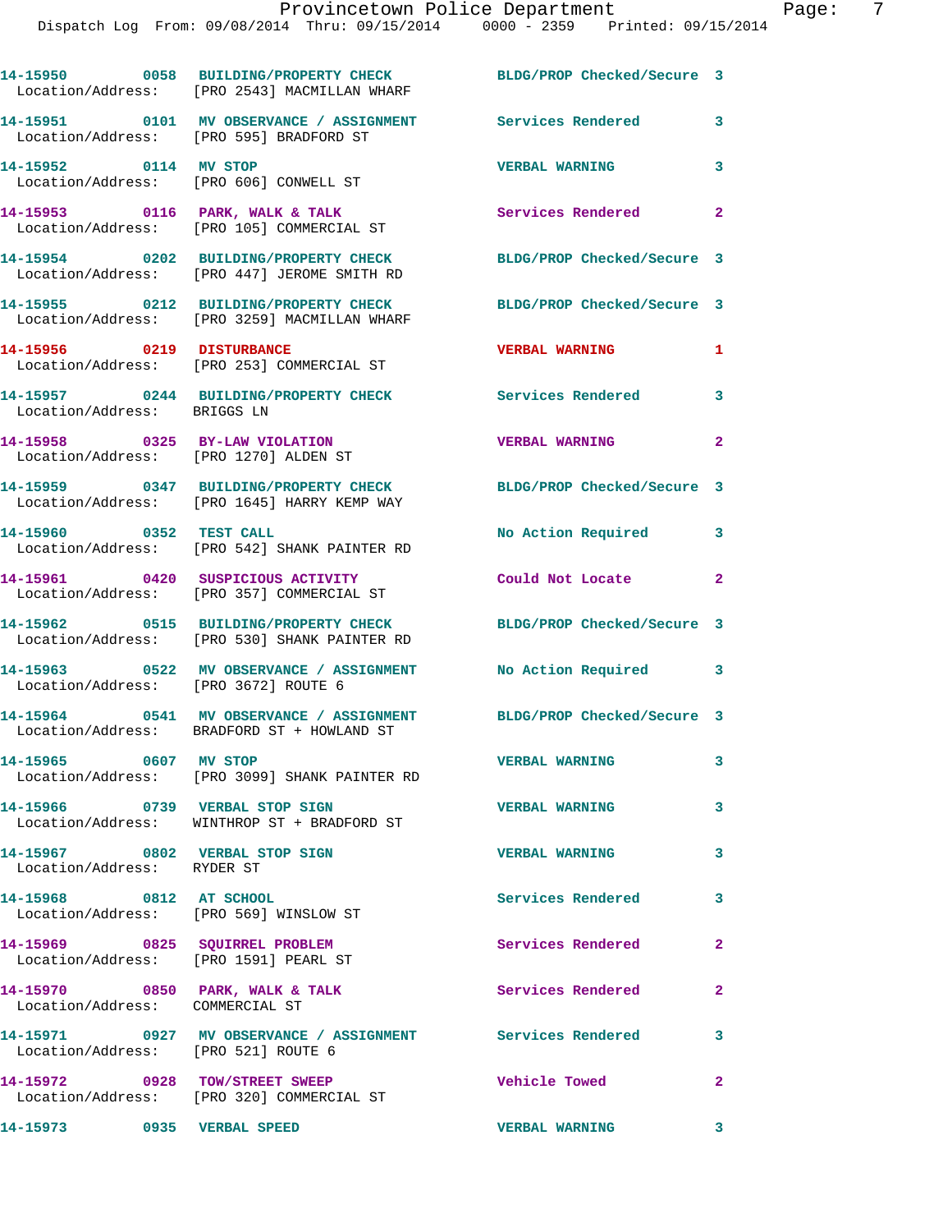14-15950 0058 BUILDING/PROPERTY CHECK BLDG/PROP Checked/Secure 3
Location/Address: [PRO 2543] MACMILLAN WHARF

14-15951 0101 MV OBSERVANCE / ASSIGNMENT Services Rendered 3
Location/Address: [PRO 595] BRADFORD ST

14-15952 0114 MV STOP VERBAL WARNING 3
Location/Address: [PRO 606] CONWELL ST

14-15953 0116 PARK, WALK & TALK Services Rendered 2
Location/Address: [PRO 105] COMMERCIAL ST

14-15954 0202 BUILDING/PROPERTY CHECK BLDG/PROP Checked/Secure 3
Location/Address: [PRO 447] JEROME SMITH RD

14-15955 0212 BUILDING/PROPERTY CHECK BLDG/PROP Checked/Secure 3
Location/Address: [PRO 3259] MACMILLAN WHARF

14-15956 0219 DISTURBANCE VERBAL WARNING 1
Location/Address: [PRO 253] COMMERCIAL ST

14-15957 0244 BUILDING/PROPERTY CHECK Services Rendered 3
Location/Address: BRIGGS LN

14-15958 0325 BY-LAW VIOLATION VERBAL WARNING 2
Location/Address: [PRO 1270] ALDEN ST

14-15959 0347 BUILDING/PROPERTY CHECK BLDG/PROP Checked/Secure 3
Location/Address: [PRO 1645] HARRY KEMP WAY

14-15960 0352 TEST CALL No Action Required 3
Location/Address: [PRO 542] SHANK PAINTER RD

14-15961 0420 SUSPICIOUS ACTIVITY Could Not Locate 2
Location/Address: [PRO 357] COMMERCIAL ST

14-15962 0515 BUILDING/PROPERTY CHECK BLDG/PROP Checked/Secure 3
Location/Address: [PRO 530] SHANK PAINTER RD

14-15963 0522 MV OBSERVANCE / ASSIGNMENT No Action Required 3
Location/Address: [PRO 3672] ROUTE 6

14-15964 0541 MV OBSERVANCE / ASSIGNMENT BLDG/PROP Checked/Secure 3
Location/Address: BRADFORD ST + HOWLAND ST

14-15965 0607 MV STOP VERBAL WARNING 3
Location/Address: [PRO 3099] SHANK PAINTER RD

14-15966 0739 VERBAL STOP SIGN VERBAL WARNING 3
Location/Address: WINTHROP ST + BRADFORD ST

14-15967 0802 VERBAL STOP SIGN VERBAL WARNING 3
Location/Address: RYDER ST

14-15968 0812 AT SCHOOL Services Rendered 3
Location/Address: [PRO 569] WINSLOW ST

14-15969 0825 SQUIRREL PROBLEM Services Rendered 2
Location/Address: [PRO 1591] PEARL ST

14-15970 0850 PARK, WALK & TALK Services Rendered 2
Location/Address: COMMERCIAL ST

14-15971 0927 MV OBSERVANCE / ASSIGNMENT Services Rendered 3
Location/Address: [PRO 521] ROUTE 6

14-15972 0928 TOW/STREET SWEEP Vehicle Towed 2
Location/Address: [PRO 320] COMMERCIAL ST

14-15973 0935 VERBAL SPEED VERBAL WARNING 3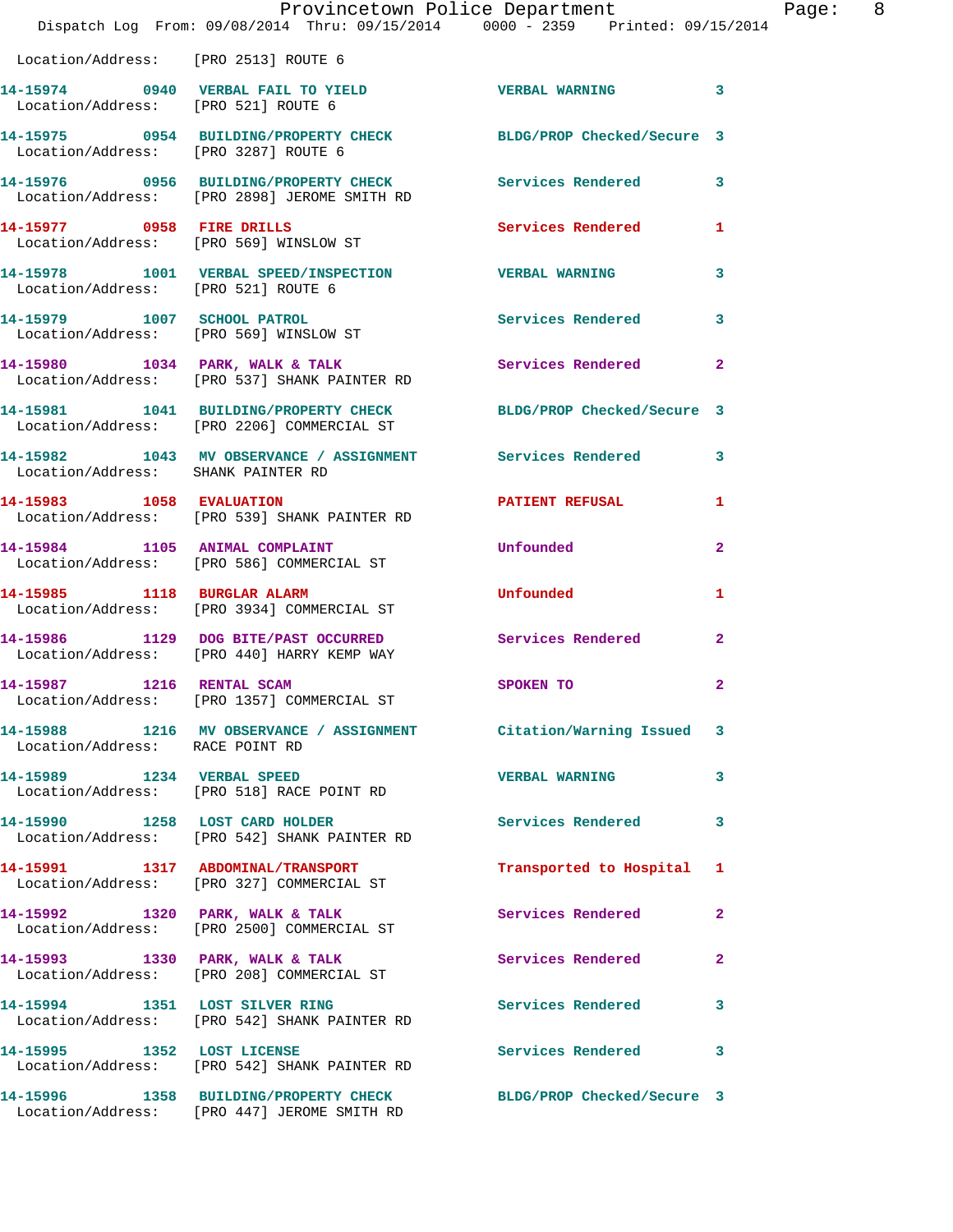Location/Address: [PRO 2513] ROUTE 6

**14-15974** 0940 VERBAL FAIL TO YIELD — VERBAL WARNING 3
Location/Address: [PRO 521] ROUTE 6

**14-15975** 0954 BUILDING/PROPERTY CHECK — BLDG/PROP Checked/Secure 3
Location/Address: [PRO 3287] ROUTE 6

**14-15976** 0956 BUILDING/PROPERTY CHECK — Services Rendered 3
Location/Address: [PRO 2898] JEROME SMITH RD

**14-15977** 0958 FIRE DRILLS — Services Rendered 1
Location/Address: [PRO 569] WINSLOW ST

**14-15978** 1001 VERBAL SPEED/INSPECTION — VERBAL WARNING 3
Location/Address: [PRO 521] ROUTE 6

**14-15979** 1007 SCHOOL PATROL — Services Rendered 3
Location/Address: [PRO 569] WINSLOW ST

**14-15980** 1034 PARK, WALK & TALK — Services Rendered 2
Location/Address: [PRO 537] SHANK PAINTER RD

**14-15981** 1041 BUILDING/PROPERTY CHECK — BLDG/PROP Checked/Secure 3
Location/Address: [PRO 2206] COMMERCIAL ST

**14-15982** 1043 MV OBSERVANCE / ASSIGNMENT — Services Rendered 3
Location/Address: SHANK PAINTER RD

**14-15983** 1058 EVALUATION — PATIENT REFUSAL 1
Location/Address: [PRO 539] SHANK PAINTER RD

**14-15984** 1105 ANIMAL COMPLAINT — Unfounded 2
Location/Address: [PRO 586] COMMERCIAL ST

**14-15985** 1118 BURGLAR ALARM — Unfounded 1
Location/Address: [PRO 3934] COMMERCIAL ST

**14-15986** 1129 DOG BITE/PAST OCCURRED — Services Rendered 2
Location/Address: [PRO 440] HARRY KEMP WAY

**14-15987** 1216 RENTAL SCAM — SPOKEN TO 2
Location/Address: [PRO 1357] COMMERCIAL ST

**14-15988** 1216 MV OBSERVANCE / ASSIGNMENT — Citation/Warning Issued 3
Location/Address: RACE POINT RD

**14-15989** 1234 VERBAL SPEED — VERBAL WARNING 3
Location/Address: [PRO 518] RACE POINT RD

**14-15990** 1258 LOST CARD HOLDER — Services Rendered 3
Location/Address: [PRO 542] SHANK PAINTER RD

**14-15991** 1317 ABDOMINAL/TRANSPORT — Transported to Hospital 1
Location/Address: [PRO 327] COMMERCIAL ST

**14-15992** 1320 PARK, WALK & TALK — Services Rendered 2
Location/Address: [PRO 2500] COMMERCIAL ST

**14-15993** 1330 PARK, WALK & TALK — Services Rendered 2
Location/Address: [PRO 208] COMMERCIAL ST

**14-15994** 1351 LOST SILVER RING — Services Rendered 3
Location/Address: [PRO 542] SHANK PAINTER RD

**14-15995** 1352 LOST LICENSE — Services Rendered 3
Location/Address: [PRO 542] SHANK PAINTER RD

**14-15996** 1358 BUILDING/PROPERTY CHECK — BLDG/PROP Checked/Secure 3
Location/Address: [PRO 447] JEROME SMITH RD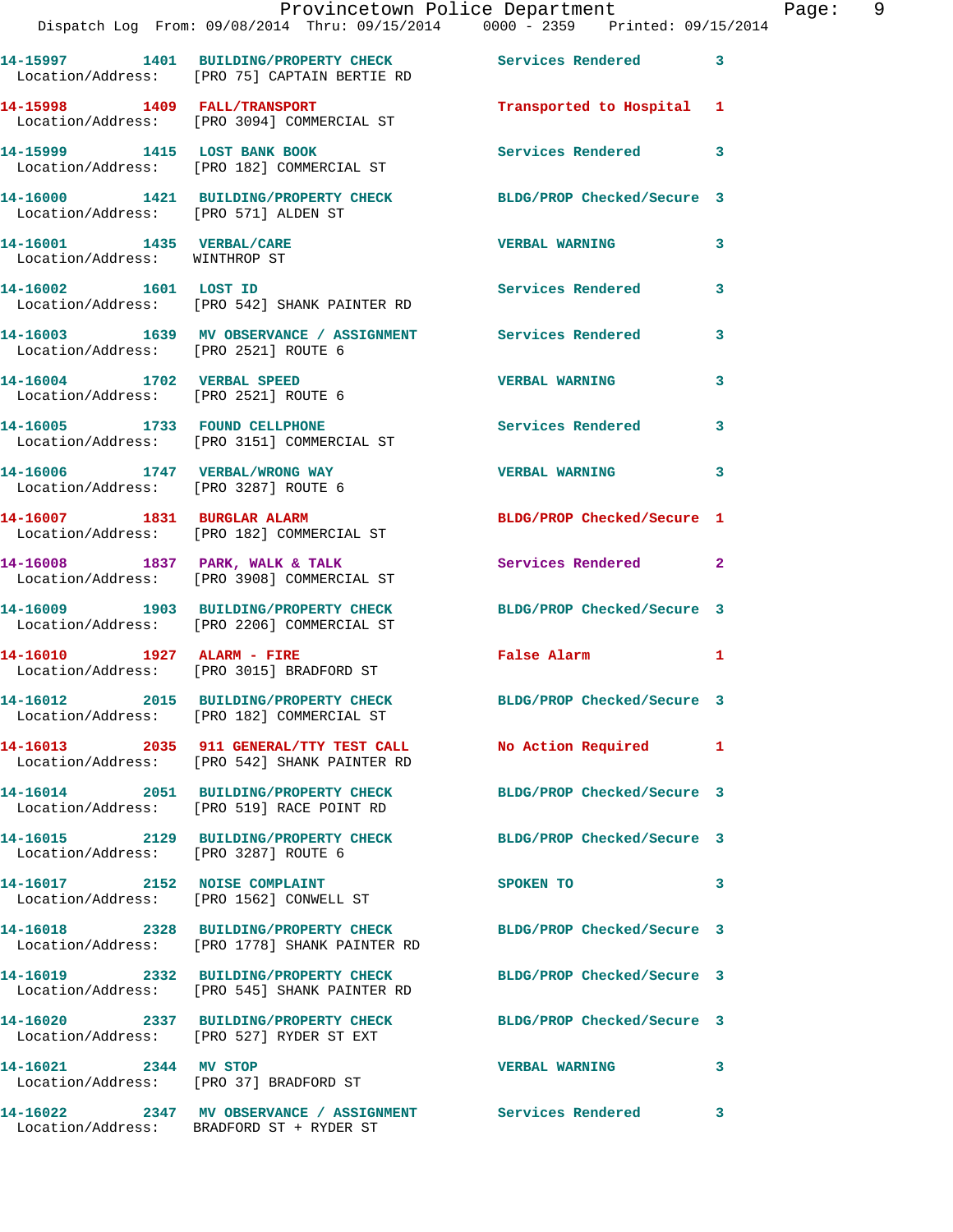14-15997 1401 BUILDING/PROPERTY CHECK Services Rendered 3
Location/Address: [PRO 75] CAPTAIN BERTIE RD

14-15998 1409 FALL/TRANSPORT Transported to Hospital 1
Location/Address: [PRO 3094] COMMERCIAL ST

14-15999 1415 LOST BANK BOOK Services Rendered 3
Location/Address: [PRO 182] COMMERCIAL ST

14-16000 1421 BUILDING/PROPERTY CHECK BLDG/PROP Checked/Secure 3
Location/Address: [PRO 571] ALDEN ST

14-16001 1435 VERBAL/CARE VERBAL WARNING 3
Location/Address: WINTHROP ST

14-16002 1601 LOST ID Services Rendered 3
Location/Address: [PRO 542] SHANK PAINTER RD

14-16003 1639 MV OBSERVANCE / ASSIGNMENT Services Rendered 3
Location/Address: [PRO 2521] ROUTE 6

14-16004 1702 VERBAL SPEED VERBAL WARNING 3
Location/Address: [PRO 2521] ROUTE 6

14-16005 1733 FOUND CELLPHONE Services Rendered 3
Location/Address: [PRO 3151] COMMERCIAL ST

14-16006 1747 VERBAL/WRONG WAY VERBAL WARNING 3
Location/Address: [PRO 3287] ROUTE 6

14-16007 1831 BURGLAR ALARM BLDG/PROP Checked/Secure 1
Location/Address: [PRO 182] COMMERCIAL ST

14-16008 1837 PARK, WALK & TALK Services Rendered 2
Location/Address: [PRO 3908] COMMERCIAL ST

14-16009 1903 BUILDING/PROPERTY CHECK BLDG/PROP Checked/Secure 3
Location/Address: [PRO 2206] COMMERCIAL ST

14-16010 1927 ALARM - FIRE False Alarm 1
Location/Address: [PRO 3015] BRADFORD ST

14-16012 2015 BUILDING/PROPERTY CHECK BLDG/PROP Checked/Secure 3
Location/Address: [PRO 182] COMMERCIAL ST

14-16013 2035 911 GENERAL/TTY TEST CALL No Action Required 1
Location/Address: [PRO 542] SHANK PAINTER RD

14-16014 2051 BUILDING/PROPERTY CHECK BLDG/PROP Checked/Secure 3
Location/Address: [PRO 519] RACE POINT RD

14-16015 2129 BUILDING/PROPERTY CHECK BLDG/PROP Checked/Secure 3
Location/Address: [PRO 3287] ROUTE 6

14-16017 2152 NOISE COMPLAINT SPOKEN TO 3
Location/Address: [PRO 1562] CONWELL ST

14-16018 2328 BUILDING/PROPERTY CHECK BLDG/PROP Checked/Secure 3
Location/Address: [PRO 1778] SHANK PAINTER RD

14-16019 2332 BUILDING/PROPERTY CHECK BLDG/PROP Checked/Secure 3
Location/Address: [PRO 545] SHANK PAINTER RD

14-16020 2337 BUILDING/PROPERTY CHECK BLDG/PROP Checked/Secure 3
Location/Address: [PRO 527] RYDER ST EXT

14-16021 2344 MV STOP VERBAL WARNING 3
Location/Address: [PRO 37] BRADFORD ST

14-16022 2347 MV OBSERVANCE / ASSIGNMENT Services Rendered 3
Location/Address: BRADFORD ST + RYDER ST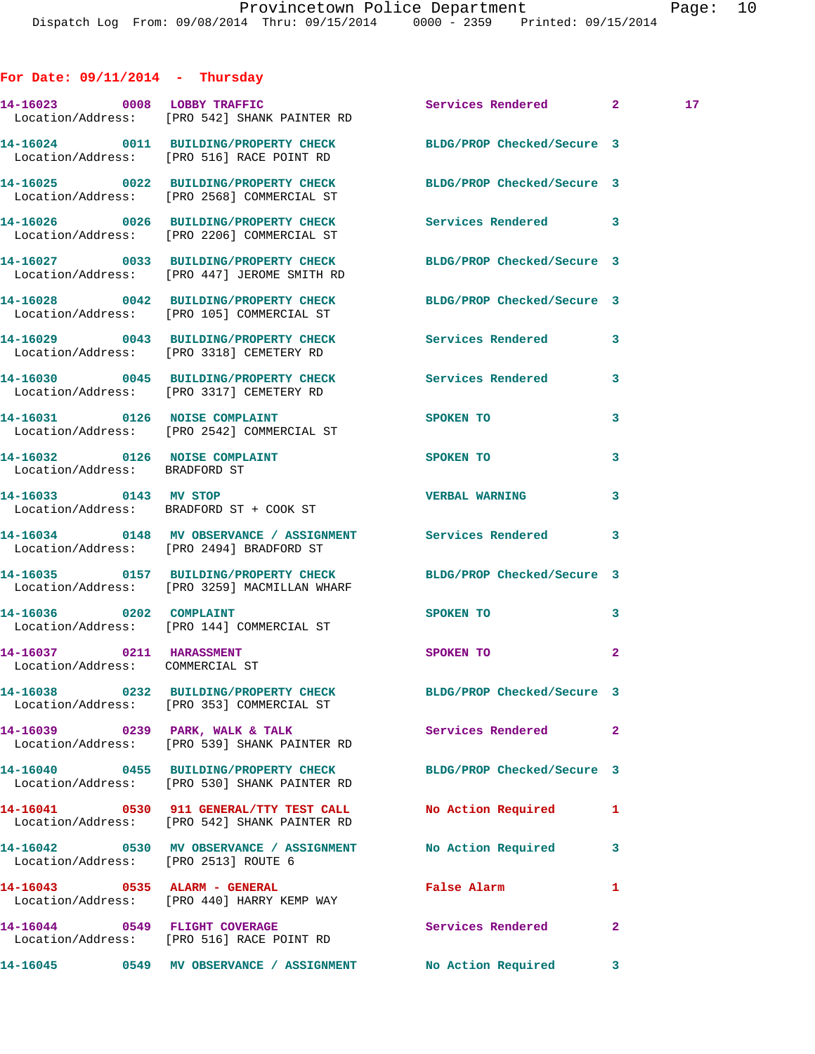## For Date: 09/11/2014 - Thursday

**14-16023** 0008 **LOBBY TRAFFIC** Services Rendered 2 17
Location/Address: [PRO 542] SHANK PAINTER RD

**14-16024** 0011 **BUILDING/PROPERTY CHECK** BLDG/PROP Checked/Secure 3
Location/Address: [PRO 516] RACE POINT RD

**14-16025** 0022 **BUILDING/PROPERTY CHECK** BLDG/PROP Checked/Secure 3
Location/Address: [PRO 2568] COMMERCIAL ST

**14-16026** 0026 **BUILDING/PROPERTY CHECK** Services Rendered 3
Location/Address: [PRO 2206] COMMERCIAL ST

**14-16027** 0033 **BUILDING/PROPERTY CHECK** BLDG/PROP Checked/Secure 3
Location/Address: [PRO 447] JEROME SMITH RD

**14-16028** 0042 **BUILDING/PROPERTY CHECK** BLDG/PROP Checked/Secure 3
Location/Address: [PRO 105] COMMERCIAL ST

**14-16029** 0043 **BUILDING/PROPERTY CHECK** Services Rendered 3
Location/Address: [PRO 3318] CEMETERY RD

**14-16030** 0045 **BUILDING/PROPERTY CHECK** Services Rendered 3
Location/Address: [PRO 3317] CEMETERY RD

**14-16031** 0126 **NOISE COMPLAINT** SPOKEN TO 3
Location/Address: [PRO 2542] COMMERCIAL ST

**14-16032** 0126 **NOISE COMPLAINT** SPOKEN TO 3
Location/Address: BRADFORD ST

**14-16033** 0143 **MV STOP** VERBAL WARNING 3
Location/Address: BRADFORD ST + COOK ST

**14-16034** 0148 **MV OBSERVANCE / ASSIGNMENT** Services Rendered 3
Location/Address: [PRO 2494] BRADFORD ST

**14-16035** 0157 **BUILDING/PROPERTY CHECK** BLDG/PROP Checked/Secure 3
Location/Address: [PRO 3259] MACMILLAN WHARF

**14-16036** 0202 **COMPLAINT** SPOKEN TO 3
Location/Address: [PRO 144] COMMERCIAL ST

**14-16037** 0211 **HARASSMENT** SPOKEN TO 2
Location/Address: COMMERCIAL ST

**14-16038** 0232 **BUILDING/PROPERTY CHECK** BLDG/PROP Checked/Secure 3
Location/Address: [PRO 353] COMMERCIAL ST

**14-16039** 0239 **PARK, WALK & TALK** Services Rendered 2
Location/Address: [PRO 539] SHANK PAINTER RD

**14-16040** 0455 **BUILDING/PROPERTY CHECK** BLDG/PROP Checked/Secure 3
Location/Address: [PRO 530] SHANK PAINTER RD

**14-16041** 0530 **911 GENERAL/TTY TEST CALL** No Action Required 1
Location/Address: [PRO 542] SHANK PAINTER RD

**14-16042** 0530 **MV OBSERVANCE / ASSIGNMENT** No Action Required 3
Location/Address: [PRO 2513] ROUTE 6

**14-16043** 0535 **ALARM - GENERAL** False Alarm 1
Location/Address: [PRO 440] HARRY KEMP WAY

**14-16044** 0549 **FLIGHT COVERAGE** Services Rendered 2
Location/Address: [PRO 516] RACE POINT RD

**14-16045** 0549 **MV OBSERVANCE / ASSIGNMENT** No Action Required 3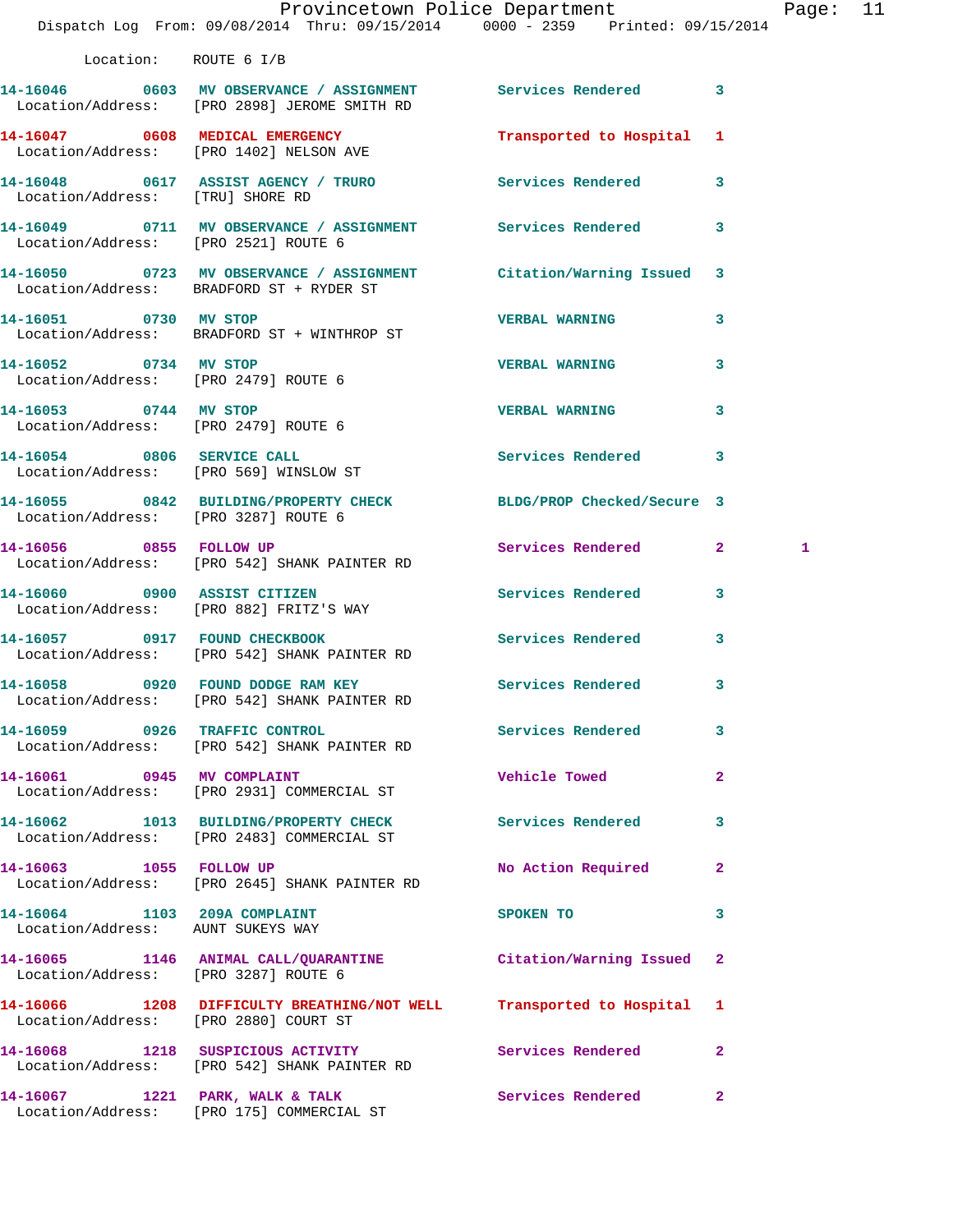Location: ROUTE 6 I/B

14-16046 0603 MV OBSERVANCE / ASSIGNMENT Services Rendered 3
Location/Address: [PRO 2898] JEROME SMITH RD

14-16047 0608 MEDICAL EMERGENCY Transported to Hospital 1
Location/Address: [PRO 1402] NELSON AVE

14-16048 0617 ASSIST AGENCY / TRURO Services Rendered 3
Location/Address: [TRU] SHORE RD

14-16049 0711 MV OBSERVANCE / ASSIGNMENT Services Rendered 3
Location/Address: [PRO 2521] ROUTE 6

14-16050 0723 MV OBSERVANCE / ASSIGNMENT Citation/Warning Issued 3
Location/Address: BRADFORD ST + RYDER ST

14-16051 0730 MV STOP VERBAL WARNING 3
Location/Address: BRADFORD ST + WINTHROP ST

14-16052 0734 MV STOP VERBAL WARNING 3
Location/Address: [PRO 2479] ROUTE 6

14-16053 0744 MV STOP VERBAL WARNING 3
Location/Address: [PRO 2479] ROUTE 6

14-16054 0806 SERVICE CALL Services Rendered 3
Location/Address: [PRO 569] WINSLOW ST

14-16055 0842 BUILDING/PROPERTY CHECK BLDG/PROP Checked/Secure 3
Location/Address: [PRO 3287] ROUTE 6

14-16056 0855 FOLLOW UP Services Rendered 2 1
Location/Address: [PRO 542] SHANK PAINTER RD

14-16060 0900 ASSIST CITIZEN Services Rendered 3
Location/Address: [PRO 882] FRITZ'S WAY

14-16057 0917 FOUND CHECKBOOK Services Rendered 3
Location/Address: [PRO 542] SHANK PAINTER RD

14-16058 0920 FOUND DODGE RAM KEY Services Rendered 3
Location/Address: [PRO 542] SHANK PAINTER RD

14-16059 0926 TRAFFIC CONTROL Services Rendered 3
Location/Address: [PRO 542] SHANK PAINTER RD

14-16061 0945 MV COMPLAINT Vehicle Towed 2
Location/Address: [PRO 2931] COMMERCIAL ST

14-16062 1013 BUILDING/PROPERTY CHECK Services Rendered 3
Location/Address: [PRO 2483] COMMERCIAL ST

14-16063 1055 FOLLOW UP No Action Required 2
Location/Address: [PRO 2645] SHANK PAINTER RD

14-16064 1103 209A COMPLAINT SPOKEN TO 3
Location/Address: AUNT SUKEYS WAY

14-16065 1146 ANIMAL CALL/QUARANTINE Citation/Warning Issued 2
Location/Address: [PRO 3287] ROUTE 6

14-16066 1208 DIFFICULTY BREATHING/NOT WELL Transported to Hospital 1
Location/Address: [PRO 2880] COURT ST

14-16068 1218 SUSPICIOUS ACTIVITY Services Rendered 2
Location/Address: [PRO 542] SHANK PAINTER RD

14-16067 1221 PARK, WALK & TALK Services Rendered 2
Location/Address: [PRO 175] COMMERCIAL ST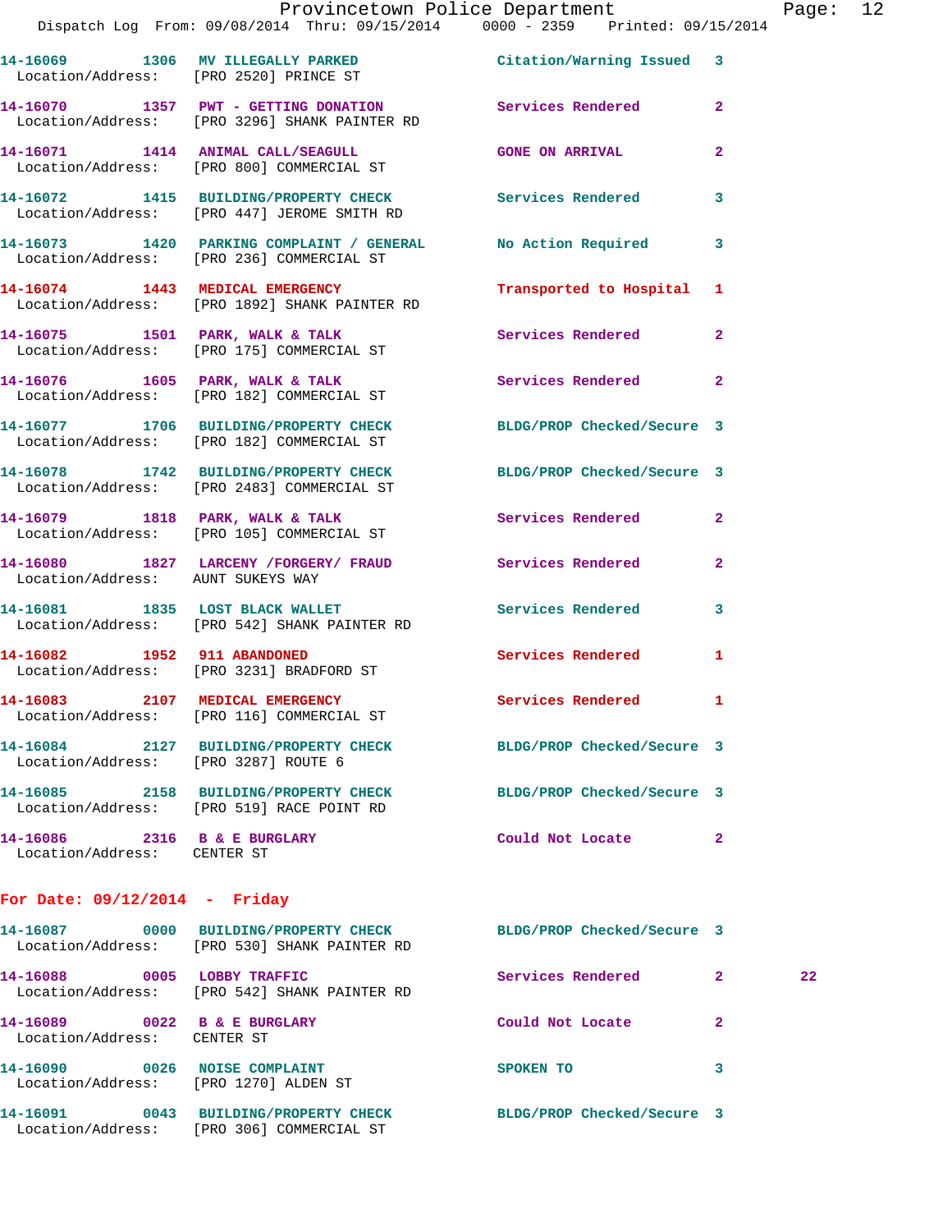14-16069 1306 MV ILLEGALLY PARKED Citation/Warning Issued 3
Location/Address: [PRO 2520] PRINCE ST

14-16070 1357 PWT - GETTING DONATION Services Rendered 2
Location/Address: [PRO 3296] SHANK PAINTER RD

14-16071 1414 ANIMAL CALL/SEAGULL GONE ON ARRIVAL 2
Location/Address: [PRO 800] COMMERCIAL ST

14-16072 1415 BUILDING/PROPERTY CHECK Services Rendered 3
Location/Address: [PRO 447] JEROME SMITH RD

14-16073 1420 PARKING COMPLAINT / GENERAL No Action Required 3
Location/Address: [PRO 236] COMMERCIAL ST

14-16074 1443 MEDICAL EMERGENCY Transported to Hospital 1
Location/Address: [PRO 1892] SHANK PAINTER RD

14-16075 1501 PARK, WALK & TALK Services Rendered 2
Location/Address: [PRO 175] COMMERCIAL ST

14-16076 1605 PARK, WALK & TALK Services Rendered 2
Location/Address: [PRO 182] COMMERCIAL ST

14-16077 1706 BUILDING/PROPERTY CHECK BLDG/PROP Checked/Secure 3
Location/Address: [PRO 182] COMMERCIAL ST

14-16078 1742 BUILDING/PROPERTY CHECK BLDG/PROP Checked/Secure 3
Location/Address: [PRO 2483] COMMERCIAL ST

14-16079 1818 PARK, WALK & TALK Services Rendered 2
Location/Address: [PRO 105] COMMERCIAL ST

14-16080 1827 LARCENY /FORGERY/ FRAUD Services Rendered 2
Location/Address: AUNT SUKEYS WAY

14-16081 1835 LOST BLACK WALLET Services Rendered 3
Location/Address: [PRO 542] SHANK PAINTER RD

14-16082 1952 911 ABANDONED Services Rendered 1
Location/Address: [PRO 3231] BRADFORD ST

14-16083 2107 MEDICAL EMERGENCY Services Rendered 1
Location/Address: [PRO 116] COMMERCIAL ST

14-16084 2127 BUILDING/PROPERTY CHECK BLDG/PROP Checked/Secure 3
Location/Address: [PRO 3287] ROUTE 6

14-16085 2158 BUILDING/PROPERTY CHECK BLDG/PROP Checked/Secure 3
Location/Address: [PRO 519] RACE POINT RD

14-16086 2316 B & E BURGLARY Could Not Locate 2
Location/Address: CENTER ST

## For Date: 09/12/2014 - Friday

14-16087 0000 BUILDING/PROPERTY CHECK BLDG/PROP Checked/Secure 3
Location/Address: [PRO 530] SHANK PAINTER RD

14-16088 0005 LOBBY TRAFFIC Services Rendered 2 22
Location/Address: [PRO 542] SHANK PAINTER RD

14-16089 0022 B & E BURGLARY Could Not Locate 2
Location/Address: CENTER ST

14-16090 0026 NOISE COMPLAINT SPOKEN TO 3
Location/Address: [PRO 1270] ALDEN ST

14-16091 0043 BUILDING/PROPERTY CHECK BLDG/PROP Checked/Secure 3
Location/Address: [PRO 306] COMMERCIAL ST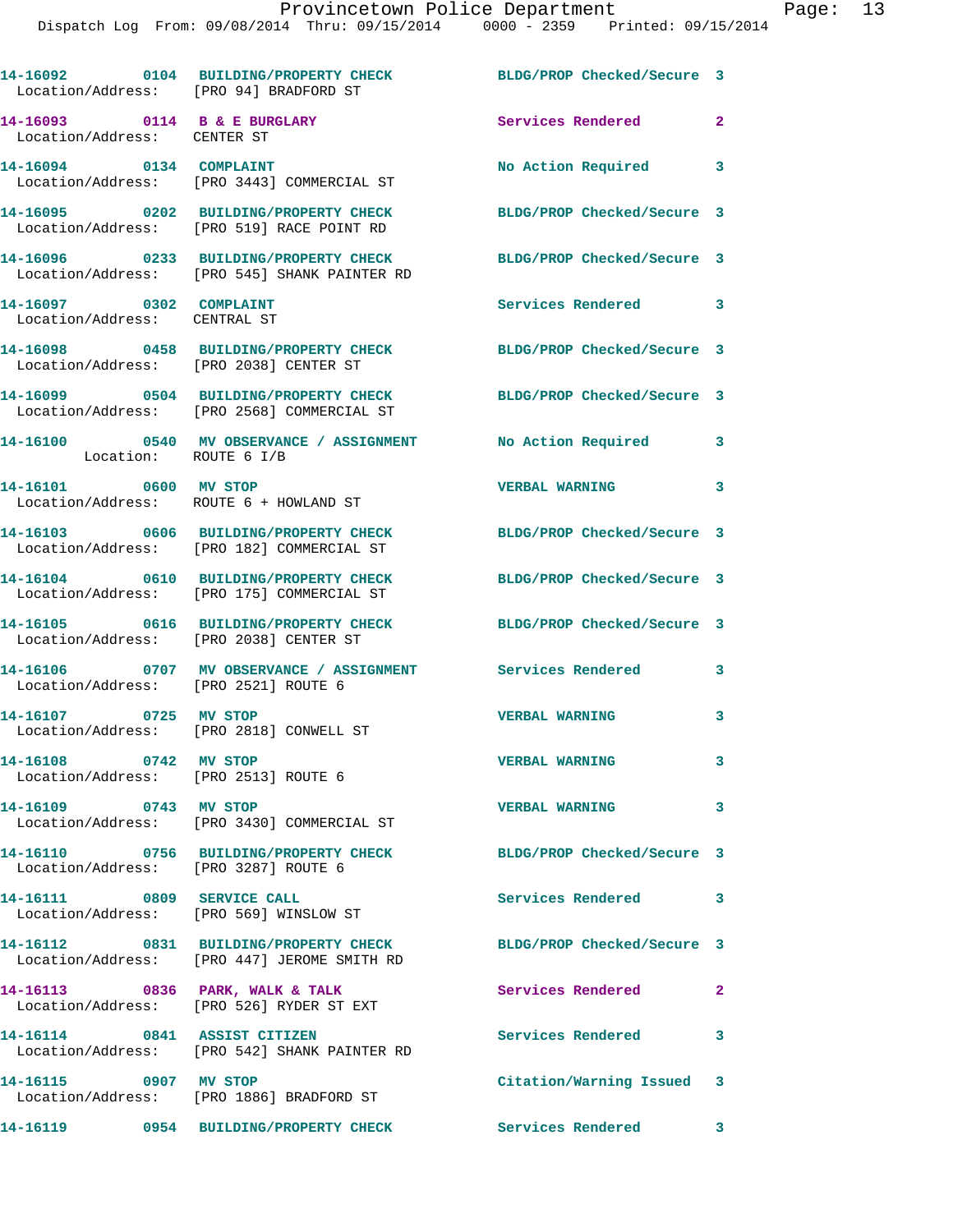14-16092 0104 BUILDING/PROPERTY CHECK BLDG/PROP Checked/Secure 3
Location/Address: [PRO 94] BRADFORD ST

14-16093 0114 B & E BURGLARY Services Rendered 2
Location/Address: CENTER ST

14-16094 0134 COMPLAINT No Action Required 3
Location/Address: [PRO 3443] COMMERCIAL ST

14-16095 0202 BUILDING/PROPERTY CHECK BLDG/PROP Checked/Secure 3
Location/Address: [PRO 519] RACE POINT RD

14-16096 0233 BUILDING/PROPERTY CHECK BLDG/PROP Checked/Secure 3
Location/Address: [PRO 545] SHANK PAINTER RD

14-16097 0302 COMPLAINT Services Rendered 3
Location/Address: CENTRAL ST

14-16098 0458 BUILDING/PROPERTY CHECK BLDG/PROP Checked/Secure 3
Location/Address: [PRO 2038] CENTER ST

14-16099 0504 BUILDING/PROPERTY CHECK BLDG/PROP Checked/Secure 3
Location/Address: [PRO 2568] COMMERCIAL ST

14-16100 0540 MV OBSERVATION / ASSIGNMENT No Action Required 3
Location: ROUTE 6 I/B

14-16101 0600 MV STOP VERBAL WARNING 3
Location/Address: ROUTE 6 + HOWLAND ST

14-16103 0606 BUILDING/PROPERTY CHECK BLDG/PROP Checked/Secure 3
Location/Address: [PRO 182] COMMERCIAL ST

14-16104 0610 BUILDING/PROPERTY CHECK BLDG/PROP Checked/Secure 3
Location/Address: [PRO 175] COMMERCIAL ST

14-16105 0616 BUILDING/PROPERTY CHECK BLDG/PROP Checked/Secure 3
Location/Address: [PRO 2038] CENTER ST

14-16106 0707 MV OBSERVATION / ASSIGNMENT Services Rendered 3
Location/Address: [PRO 2521] ROUTE 6

14-16107 0725 MV STOP VERBAL WARNING 3
Location/Address: [PRO 2818] CONWELL ST

14-16108 0742 MV STOP VERBAL WARNING 3
Location/Address: [PRO 2513] ROUTE 6

14-16109 0743 MV STOP VERBAL WARNING 3
Location/Address: [PRO 3430] COMMERCIAL ST

14-16110 0756 BUILDING/PROPERTY CHECK BLDG/PROP Checked/Secure 3
Location/Address: [PRO 3287] ROUTE 6

14-16111 0809 SERVICE CALL Services Rendered 3
Location/Address: [PRO 569] WINSLOW ST

14-16112 0831 BUILDING/PROPERTY CHECK BLDG/PROP Checked/Secure 3
Location/Address: [PRO 447] JEROME SMITH RD

14-16113 0836 PARK, WALK & TALK Services Rendered 2
Location/Address: [PRO 526] RYDER ST EXT

14-16114 0841 ASSIST CITIZEN Services Rendered 3
Location/Address: [PRO 542] SHANK PAINTER RD

14-16115 0907 MV STOP Citation/Warning Issued 3
Location/Address: [PRO 1886] BRADFORD ST

14-16119 0954 BUILDING/PROPERTY CHECK Services Rendered 3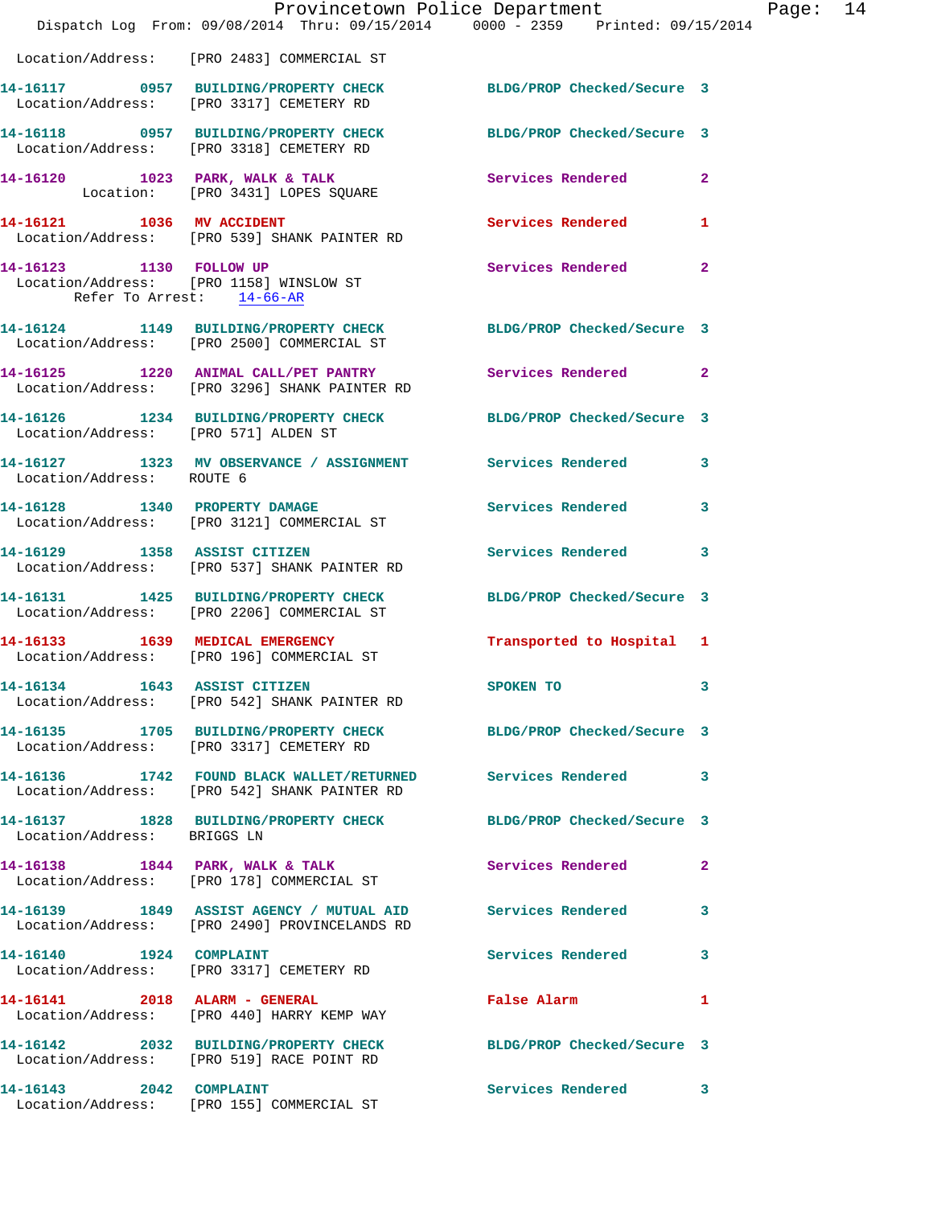Location/Address: [PRO 2483] COMMERCIAL ST

14-16117 0957 BUILDING/PROPERTY CHECK BLDG/PROP Checked/Secure 3
Location/Address: [PRO 3317] CEMETERY RD

14-16118 0957 BUILDING/PROPERTY CHECK BLDG/PROP Checked/Secure 3
Location/Address: [PRO 3318] CEMETERY RD

14-16120 1023 PARK, WALK & TALK Services Rendered 2
Location: [PRO 3431] LOPES SQUARE

14-16121 1036 MV ACCIDENT Services Rendered 1
Location/Address: [PRO 539] SHANK PAINTER RD

14-16123 1130 FOLLOW UP Services Rendered 2
Location/Address: [PRO 1158] WINSLOW ST
Refer To Arrest: 14-66-AR

14-16124 1149 BUILDING/PROPERTY CHECK BLDG/PROP Checked/Secure 3
Location/Address: [PRO 2500] COMMERCIAL ST

14-16125 1220 ANIMAL CALL/PET PANTRY Services Rendered 2
Location/Address: [PRO 3296] SHANK PAINTER RD

14-16126 1234 BUILDING/PROPERTY CHECK BLDG/PROP Checked/Secure 3
Location/Address: [PRO 571] ALDEN ST

14-16127 1323 MV OBSERVANCE / ASSIGNMENT Services Rendered 3
Location/Address: ROUTE 6

14-16128 1340 PROPERTY DAMAGE Services Rendered 3
Location/Address: [PRO 3121] COMMERCIAL ST

14-16129 1358 ASSIST CITIZEN Services Rendered 3
Location/Address: [PRO 537] SHANK PAINTER RD

14-16131 1425 BUILDING/PROPERTY CHECK BLDG/PROP Checked/Secure 3
Location/Address: [PRO 2206] COMMERCIAL ST

14-16133 1639 MEDICAL EMERGENCY Transported to Hospital 1
Location/Address: [PRO 196] COMMERCIAL ST

14-16134 1643 ASSIST CITIZEN SPOKEN TO 3
Location/Address: [PRO 542] SHANK PAINTER RD

14-16135 1705 BUILDING/PROPERTY CHECK BLDG/PROP Checked/Secure 3
Location/Address: [PRO 3317] CEMETERY RD

14-16136 1742 FOUND BLACK WALLET/RETURNED Services Rendered 3
Location/Address: [PRO 542] SHANK PAINTER RD

14-16137 1828 BUILDING/PROPERTY CHECK BLDG/PROP Checked/Secure 3
Location/Address: BRIGGS LN

14-16138 1844 PARK, WALK & TALK Services Rendered 2
Location/Address: [PRO 178] COMMERCIAL ST

14-16139 1849 ASSIST AGENCY / MUTUAL AID Services Rendered 3
Location/Address: [PRO 2490] PROVINCELANDS RD

14-16140 1924 COMPLAINT Services Rendered 3
Location/Address: [PRO 3317] CEMETERY RD

14-16141 2018 ALARM - GENERAL False Alarm 1
Location/Address: [PRO 440] HARRY KEMP WAY

14-16142 2032 BUILDING/PROPERTY CHECK BLDG/PROP Checked/Secure 3
Location/Address: [PRO 519] RACE POINT RD

14-16143 2042 COMPLAINT Services Rendered 3
Location/Address: [PRO 155] COMMERCIAL ST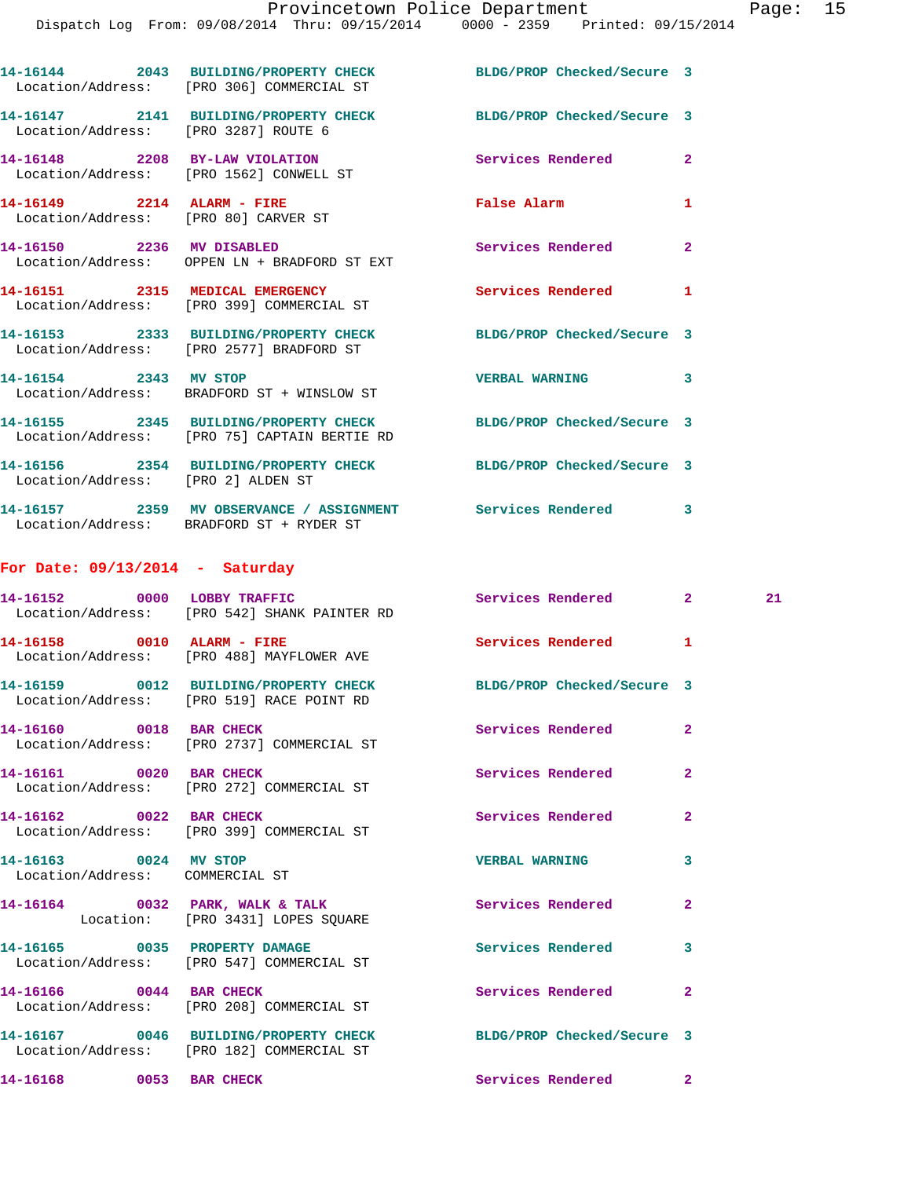14-16144 2043 BUILDING/PROPERTY CHECK BLDG/PROP Checked/Secure 3
Location/Address: [PRO 306] COMMERCIAL ST

14-16147 2141 BUILDING/PROPERTY CHECK BLDG/PROP Checked/Secure 3
Location/Address: [PRO 3287] ROUTE 6

14-16148 2208 BY-LAW VIOLATION Services Rendered 2
Location/Address: [PRO 1562] CONWELL ST

14-16149 2214 ALARM - FIRE False Alarm 1
Location/Address: [PRO 80] CARVER ST

14-16150 2236 MV DISABLED Services Rendered 2
Location/Address: OPPEN LN + BRADFORD ST EXT

14-16151 2315 MEDICAL EMERGENCY Services Rendered 1
Location/Address: [PRO 399] COMMERCIAL ST

14-16153 2333 BUILDING/PROPERTY CHECK BLDG/PROP Checked/Secure 3
Location/Address: [PRO 2577] BRADFORD ST

14-16154 2343 MV STOP VERBAL WARNING 3
Location/Address: BRADFORD ST + WINSLOW ST

14-16155 2345 BUILDING/PROPERTY CHECK BLDG/PROP Checked/Secure 3
Location/Address: [PRO 75] CAPTAIN BERTIE RD

14-16156 2354 BUILDING/PROPERTY CHECK BLDG/PROP Checked/Secure 3
Location/Address: [PRO 2] ALDEN ST

14-16157 2359 MV OBSERVANCE / ASSIGNMENT Services Rendered 3
Location/Address: BRADFORD ST + RYDER ST

**For Date: 09/13/2014 - Saturday**

14-16152 0000 LOBBY TRAFFIC Services Rendered 2 21
Location/Address: [PRO 542] SHANK PAINTER RD

14-16158 0010 ALARM - FIRE Services Rendered 1
Location/Address: [PRO 488] MAYFLOWER AVE

14-16159 0012 BUILDING/PROPERTY CHECK BLDG/PROP Checked/Secure 3
Location/Address: [PRO 519] RACE POINT RD

14-16160 0018 BAR CHECK Services Rendered 2
Location/Address: [PRO 2737] COMMERCIAL ST

14-16161 0020 BAR CHECK Services Rendered 2
Location/Address: [PRO 272] COMMERCIAL ST

14-16162 0022 BAR CHECK Services Rendered 2
Location/Address: [PRO 399] COMMERCIAL ST

14-16163 0024 MV STOP VERBAL WARNING 3
Location/Address: COMMERCIAL ST

14-16164 0032 PARK, WALK & TALK Services Rendered 2
Location: [PRO 3431] LOPES SQUARE

14-16165 0035 PROPERTY DAMAGE Services Rendered 3
Location/Address: [PRO 547] COMMERCIAL ST

14-16166 0044 BAR CHECK Services Rendered 2
Location/Address: [PRO 208] COMMERCIAL ST

14-16167 0046 BUILDING/PROPERTY CHECK BLDG/PROP Checked/Secure 3
Location/Address: [PRO 182] COMMERCIAL ST

14-16168 0053 BAR CHECK Services Rendered 2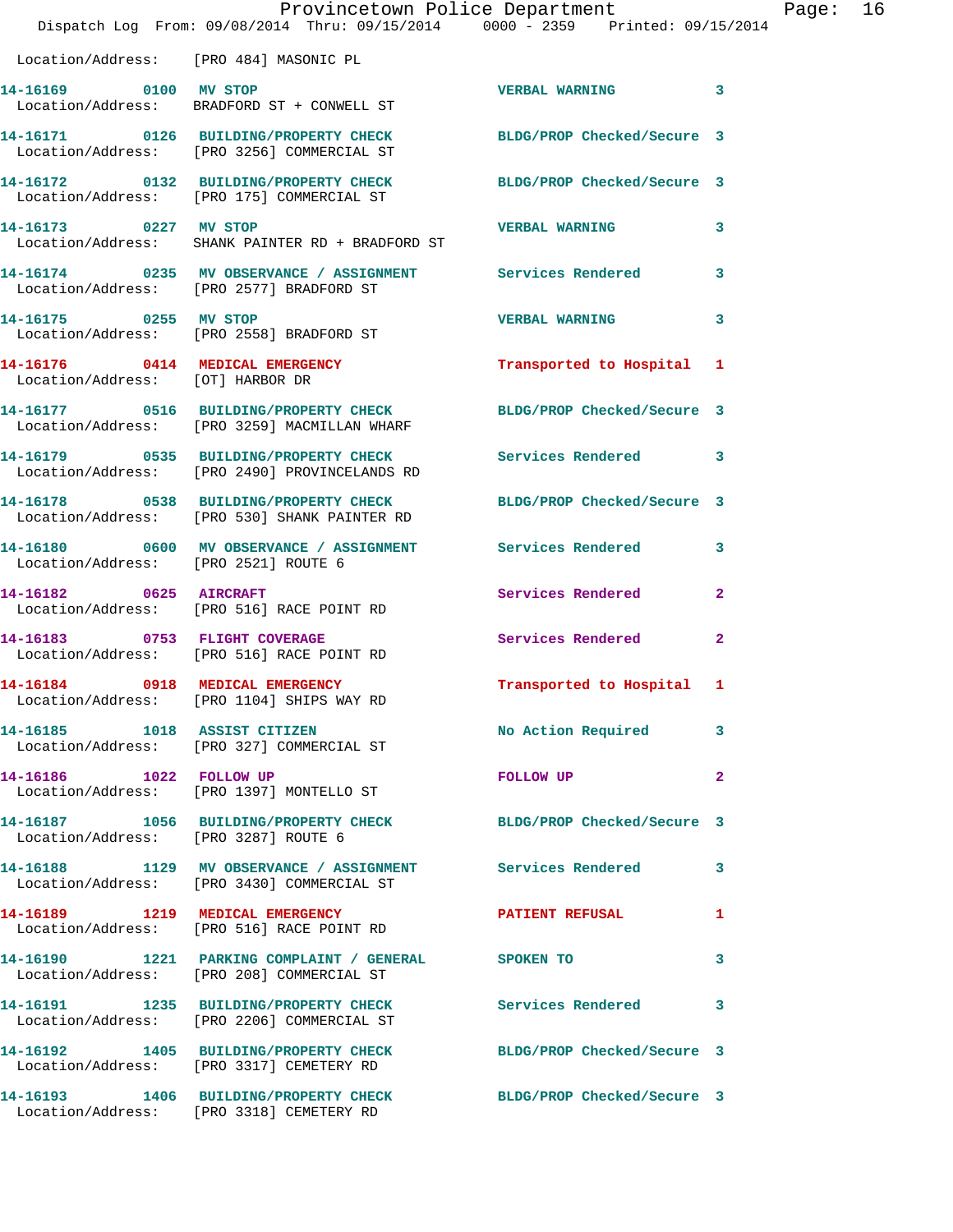Location/Address: [PRO 484] MASONIC PL

**14-16169** 0100 **MV STOP** VERBAL WARNING 3
Location/Address: BRADFORD ST + CONWELL ST

**14-16171** 0126 **BUILDING/PROPERTY CHECK** BLDG/PROP Checked/Secure 3
Location/Address: [PRO 3256] COMMERCIAL ST

**14-16172** 0132 **BUILDING/PROPERTY CHECK** BLDG/PROP Checked/Secure 3
Location/Address: [PRO 175] COMMERCIAL ST

**14-16173** 0227 **MV STOP** VERBAL WARNING 3
Location/Address: SHANK PAINTER RD + BRADFORD ST

**14-16174** 0235 **MV OBSERVANCE / ASSIGNMENT** Services Rendered 3
Location/Address: [PRO 2577] BRADFORD ST

**14-16175** 0255 **MV STOP** VERBAL WARNING 3
Location/Address: [PRO 2558] BRADFORD ST

**14-16176** 0414 **MEDICAL EMERGENCY** Transported to Hospital 1
Location/Address: [OT] HARBOR DR

**14-16177** 0516 **BUILDING/PROPERTY CHECK** BLDG/PROP Checked/Secure 3
Location/Address: [PRO 3259] MACMILLAN WHARF

**14-16179** 0535 **BUILDING/PROPERTY CHECK** Services Rendered 3
Location/Address: [PRO 2490] PROVINCELANDS RD

**14-16178** 0538 **BUILDING/PROPERTY CHECK** BLDG/PROP Checked/Secure 3
Location/Address: [PRO 530] SHANK PAINTER RD

**14-16180** 0600 **MV OBSERVANCE / ASSIGNMENT** Services Rendered 3
Location/Address: [PRO 2521] ROUTE 6

**14-16182** 0625 **AIRCRAFT** Services Rendered 2
Location/Address: [PRO 516] RACE POINT RD

**14-16183** 0753 **FLIGHT COVERAGE** Services Rendered 2
Location/Address: [PRO 516] RACE POINT RD

**14-16184** 0918 **MEDICAL EMERGENCY** Transported to Hospital 1
Location/Address: [PRO 1104] SHIPS WAY RD

**14-16185** 1018 **ASSIST CITIZEN** No Action Required 3
Location/Address: [PRO 327] COMMERCIAL ST

**14-16186** 1022 **FOLLOW UP** FOLLOW UP 2
Location/Address: [PRO 1397] MONTELLO ST

**14-16187** 1056 **BUILDING/PROPERTY CHECK** BLDG/PROP Checked/Secure 3
Location/Address: [PRO 3287] ROUTE 6

**14-16188** 1129 **MV OBSERVANCE / ASSIGNMENT** Services Rendered 3
Location/Address: [PRO 3430] COMMERCIAL ST

**14-16189** 1219 **MEDICAL EMERGENCY** PATIENT REFUSAL 1
Location/Address: [PRO 516] RACE POINT RD

**14-16190** 1221 **PARKING COMPLAINT / GENERAL** SPOKEN TO 3
Location/Address: [PRO 208] COMMERCIAL ST

**14-16191** 1235 **BUILDING/PROPERTY CHECK** Services Rendered 3
Location/Address: [PRO 2206] COMMERCIAL ST

**14-16192** 1405 **BUILDING/PROPERTY CHECK** BLDG/PROP Checked/Secure 3
Location/Address: [PRO 3317] CEMETERY RD

**14-16193** 1406 **BUILDING/PROPERTY CHECK** BLDG/PROP Checked/Secure 3
Location/Address: [PRO 3318] CEMETERY RD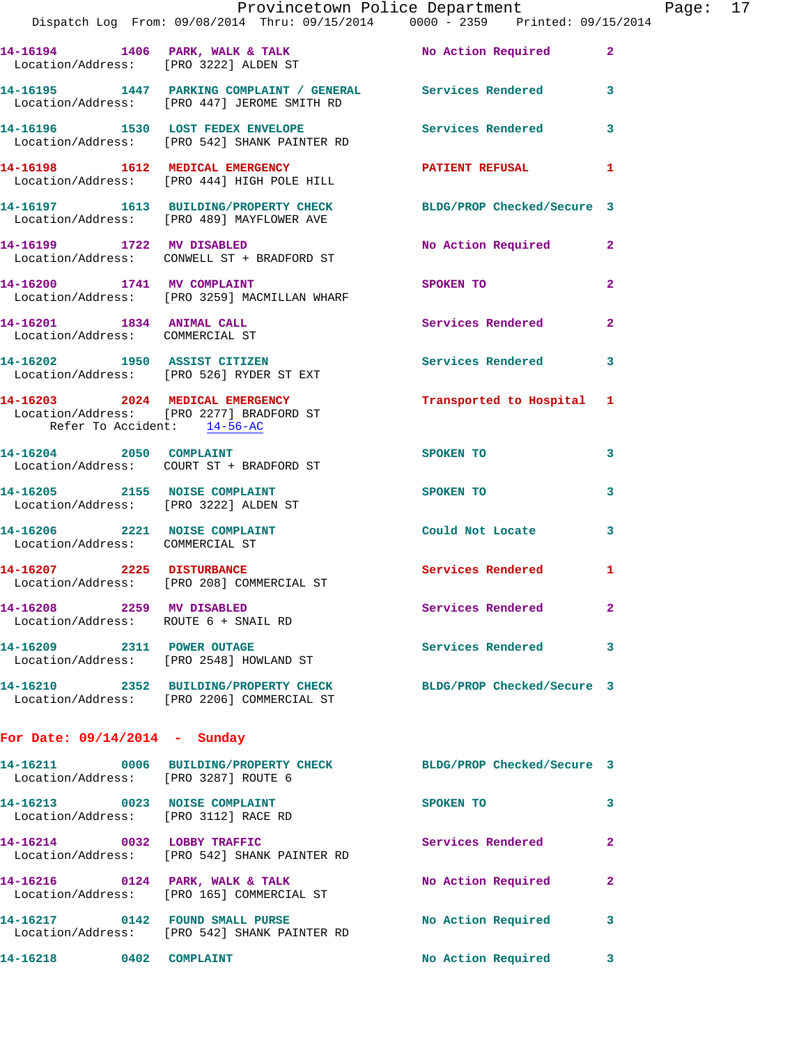14-16194 1406 PARK, WALK & TALK No Action Required 2
Location/Address: [PRO 3222] ALDEN ST

14-16195 1447 PARKING COMPLAINT / GENERAL Services Rendered 3
Location/Address: [PRO 447] JEROME SMITH RD

14-16196 1530 LOST FEDEX ENVELOPE Services Rendered 3
Location/Address: [PRO 542] SHANK PAINTER RD

14-16198 1612 MEDICAL EMERGENCY PATIENT REFUSAL 1
Location/Address: [PRO 444] HIGH POLE HILL

14-16197 1613 BUILDING/PROPERTY CHECK BLDG/PROP Checked/Secure 3
Location/Address: [PRO 489] MAYFLOWER AVE

14-16199 1722 MV DISABLED No Action Required 2
Location/Address: CONWELL ST + BRADFORD ST

14-16200 1741 MV COMPLAINT SPOKEN TO 2
Location/Address: [PRO 3259] MACMILLAN WHARF

14-16201 1834 ANIMAL CALL Services Rendered 2
Location/Address: COMMERCIAL ST

14-16202 1950 ASSIST CITIZEN Services Rendered 3
Location/Address: [PRO 526] RYDER ST EXT

14-16203 2024 MEDICAL EMERGENCY Transported to Hospital 1
Location/Address: [PRO 2277] BRADFORD ST
Refer To Accident: 14-56-AC

14-16204 2050 COMPLAINT SPOKEN TO 3
Location/Address: COURT ST + BRADFORD ST

14-16205 2155 NOISE COMPLAINT SPOKEN TO 3
Location/Address: [PRO 3222] ALDEN ST

14-16206 2221 NOISE COMPLAINT Could Not Locate 3
Location/Address: COMMERCIAL ST

14-16207 2225 DISTURBANCE Services Rendered 1
Location/Address: [PRO 208] COMMERCIAL ST

14-16208 2259 MV DISABLED Services Rendered 2
Location/Address: ROUTE 6 + SNAIL RD

14-16209 2311 POWER OUTAGE Services Rendered 3
Location/Address: [PRO 2548] HOWLAND ST

14-16210 2352 BUILDING/PROPERTY CHECK BLDG/PROP Checked/Secure 3
Location/Address: [PRO 2206] COMMERCIAL ST

## For Date: 09/14/2014 - Sunday

14-16211 0006 BUILDING/PROPERTY CHECK BLDG/PROP Checked/Secure 3
Location/Address: [PRO 3287] ROUTE 6

14-16213 0023 NOISE COMPLAINT SPOKEN TO 3
Location/Address: [PRO 3112] RACE RD

14-16214 0032 LOBBY TRAFFIC Services Rendered 2
Location/Address: [PRO 542] SHANK PAINTER RD

14-16216 0124 PARK, WALK & TALK No Action Required 2
Location/Address: [PRO 165] COMMERCIAL ST

14-16217 0142 FOUND SMALL PURSE No Action Required 3
Location/Address: [PRO 542] SHANK PAINTER RD

14-16218 0402 COMPLAINT No Action Required 3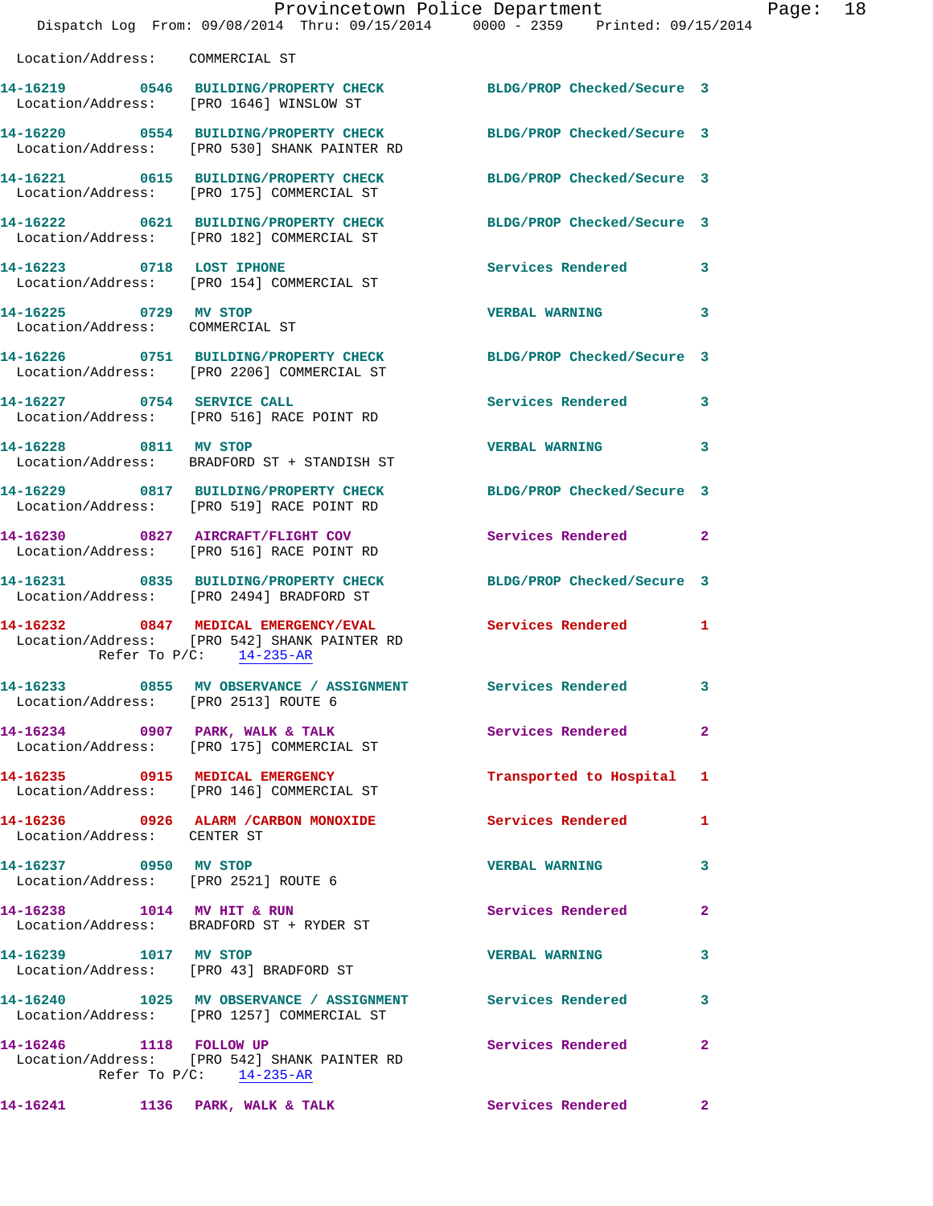Location/Address: COMMERCIAL ST

14-16219 0546 BUILDING/PROPERTY CHECK BLDG/PROP Checked/Secure 3
Location/Address: [PRO 1646] WINSLOW ST

14-16220 0554 BUILDING/PROPERTY CHECK BLDG/PROP Checked/Secure 3
Location/Address: [PRO 530] SHANK PAINTER RD

14-16221 0615 BUILDING/PROPERTY CHECK BLDG/PROP Checked/Secure 3
Location/Address: [PRO 175] COMMERCIAL ST

14-16222 0621 BUILDING/PROPERTY CHECK BLDG/PROP Checked/Secure 3
Location/Address: [PRO 182] COMMERCIAL ST

14-16223 0718 LOST IPHONE Services Rendered 3
Location/Address: [PRO 154] COMMERCIAL ST

14-16225 0729 MV STOP VERBAL WARNING 3
Location/Address: COMMERCIAL ST

14-16226 0751 BUILDING/PROPERTY CHECK BLDG/PROP Checked/Secure 3
Location/Address: [PRO 2206] COMMERCIAL ST

14-16227 0754 SERVICE CALL Services Rendered 3
Location/Address: [PRO 516] RACE POINT RD

14-16228 0811 MV STOP VERBAL WARNING 3
Location/Address: BRADFORD ST + STANDISH ST

14-16229 0817 BUILDING/PROPERTY CHECK BLDG/PROP Checked/Secure 3
Location/Address: [PRO 519] RACE POINT RD

14-16230 0827 AIRCRAFT/FLIGHT COV Services Rendered 2
Location/Address: [PRO 516] RACE POINT RD

14-16231 0835 BUILDING/PROPERTY CHECK BLDG/PROP Checked/Secure 3
Location/Address: [PRO 2494] BRADFORD ST

14-16232 0847 MEDICAL EMERGENCY/EVAL Services Rendered 1
Location/Address: [PRO 542] SHANK PAINTER RD
Refer To P/C: 14-235-AR

14-16233 0855 MV OBSERVANCE / ASSIGNMENT Services Rendered 3
Location/Address: [PRO 2513] ROUTE 6

14-16234 0907 PARK, WALK & TALK Services Rendered 2
Location/Address: [PRO 175] COMMERCIAL ST

14-16235 0915 MEDICAL EMERGENCY Transported to Hospital 1
Location/Address: [PRO 146] COMMERCIAL ST

14-16236 0926 ALARM /CARBON MONOXIDE Services Rendered 1
Location/Address: CENTER ST

14-16237 0950 MV STOP VERBAL WARNING 3
Location/Address: [PRO 2521] ROUTE 6

14-16238 1014 MV HIT & RUN Services Rendered 2
Location/Address: BRADFORD ST + RYDER ST

14-16239 1017 MV STOP VERBAL WARNING 3
Location/Address: [PRO 43] BRADFORD ST

14-16240 1025 MV OBSERVANCE / ASSIGNMENT Services Rendered 3
Location/Address: [PRO 1257] COMMERCIAL ST

14-16246 1118 FOLLOW UP Services Rendered 2
Location/Address: [PRO 542] SHANK PAINTER RD
Refer To P/C: 14-235-AR

14-16241 1136 PARK, WALK & TALK Services Rendered 2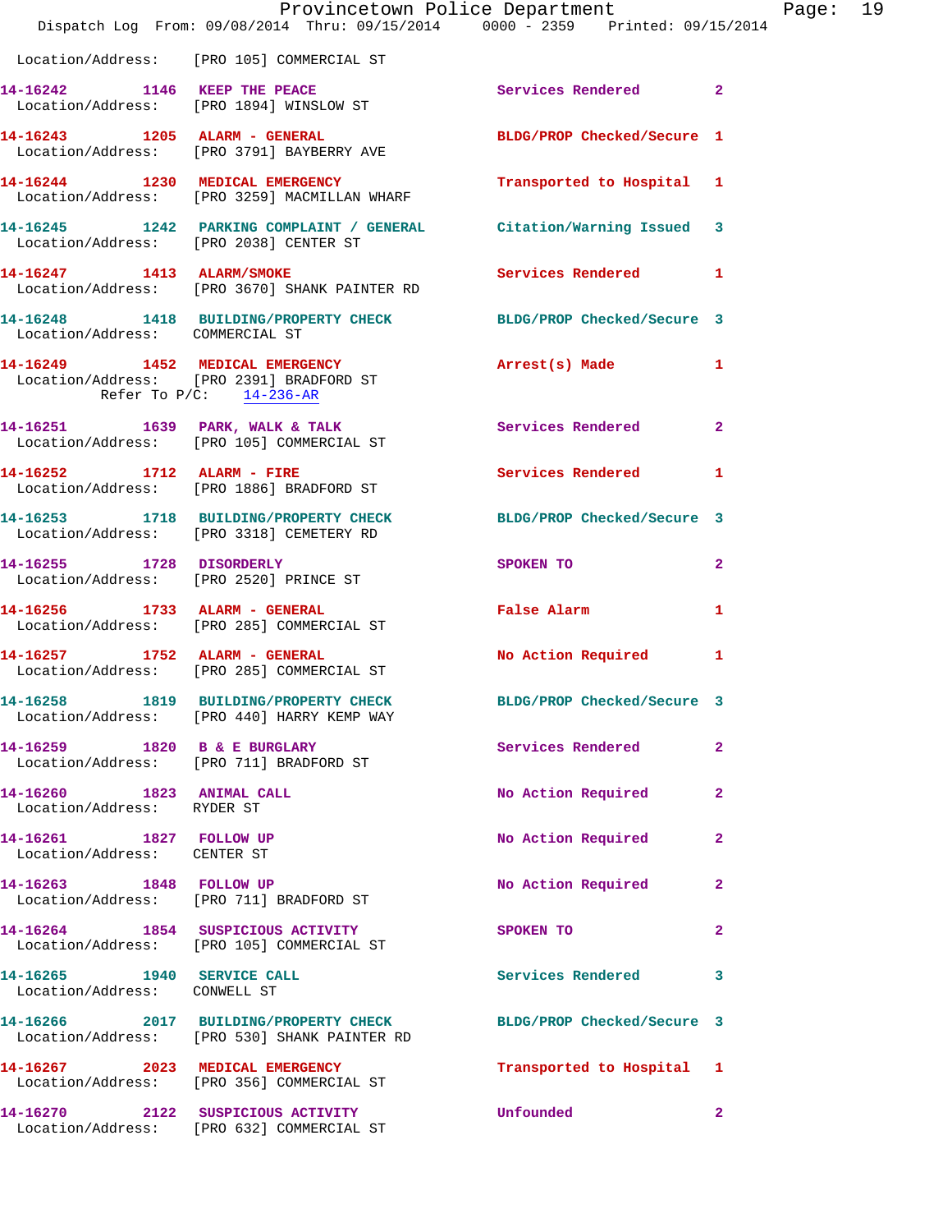Location/Address: [PRO 105] COMMERCIAL ST

14-16242 1146 KEEP THE PEACE Services Rendered 2
Location/Address: [PRO 1894] WINSLOW ST

14-16243 1205 ALARM - GENERAL BLDG/PROP Checked/Secure 1
Location/Address: [PRO 3791] BAYBERRY AVE

14-16244 1230 MEDICAL EMERGENCY Transported to Hospital 1
Location/Address: [PRO 3259] MACMILLAN WHARF

14-16245 1242 PARKING COMPLAINT / GENERAL Citation/Warning Issued 3
Location/Address: [PRO 2038] CENTER ST

14-16247 1413 ALARM/SMOKE Services Rendered 1
Location/Address: [PRO 3670] SHANK PAINTER RD

14-16248 1418 BUILDING/PROPERTY CHECK BLDG/PROP Checked/Secure 3
Location/Address: COMMERCIAL ST

14-16249 1452 MEDICAL EMERGENCY Arrest(s) Made 1
Location/Address: [PRO 2391] BRADFORD ST
Refer To P/C: 14-236-AR

14-16251 1639 PARK, WALK & TALK Services Rendered 2
Location/Address: [PRO 105] COMMERCIAL ST

14-16252 1712 ALARM - FIRE Services Rendered 1
Location/Address: [PRO 1886] BRADFORD ST

14-16253 1718 BUILDING/PROPERTY CHECK BLDG/PROP Checked/Secure 3
Location/Address: [PRO 3318] CEMETERY RD

14-16255 1728 DISORDERLY SPOKEN TO 2
Location/Address: [PRO 2520] PRINCE ST

14-16256 1733 ALARM - GENERAL False Alarm 1
Location/Address: [PRO 285] COMMERCIAL ST

14-16257 1752 ALARM - GENERAL No Action Required 1
Location/Address: [PRO 285] COMMERCIAL ST

14-16258 1819 BUILDING/PROPERTY CHECK BLDG/PROP Checked/Secure 3
Location/Address: [PRO 440] HARRY KEMP WAY

14-16259 1820 B & E BURGLARY Services Rendered 2
Location/Address: [PRO 711] BRADFORD ST

14-16260 1823 ANIMAL CALL No Action Required 2
Location/Address: RYDER ST

14-16261 1827 FOLLOW UP No Action Required 2
Location/Address: CENTER ST

14-16263 1848 FOLLOW UP No Action Required 2
Location/Address: [PRO 711] BRADFORD ST

14-16264 1854 SUSPICIOUS ACTIVITY SPOKEN TO 2
Location/Address: [PRO 105] COMMERCIAL ST

14-16265 1940 SERVICE CALL Services Rendered 3
Location/Address: CONWELL ST

14-16266 2017 BUILDING/PROPERTY CHECK BLDG/PROP Checked/Secure 3
Location/Address: [PRO 530] SHANK PAINTER RD

14-16267 2023 MEDICAL EMERGENCY Transported to Hospital 1
Location/Address: [PRO 356] COMMERCIAL ST

14-16270 2122 SUSPICIOUS ACTIVITY Unfounded 2
Location/Address: [PRO 632] COMMERCIAL ST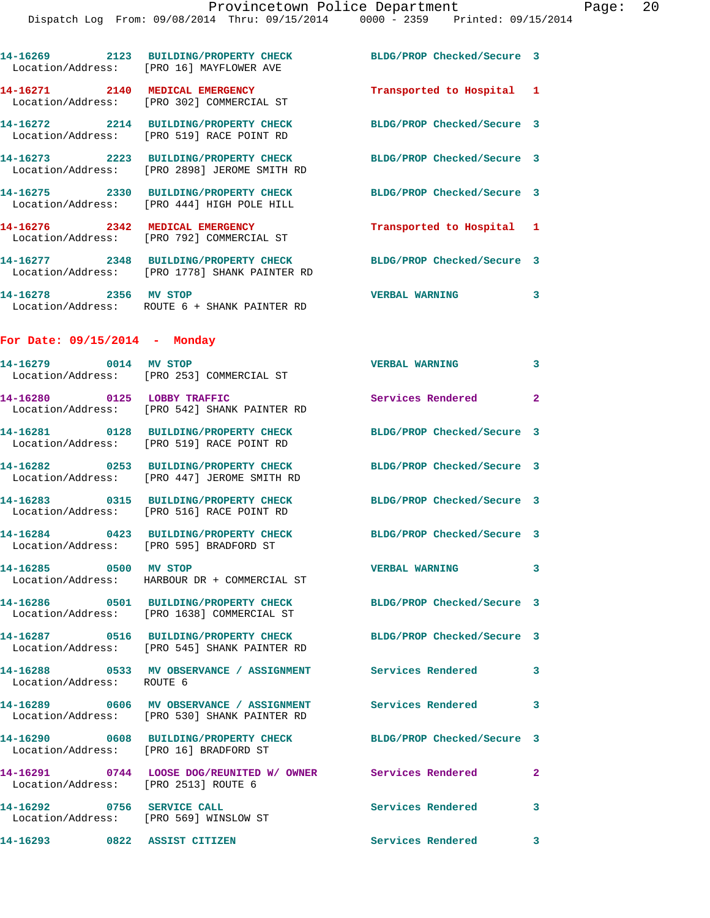14-16269 2123 BUILDING/PROPERTY CHECK BLDG/PROP Checked/Secure 3
Location/Address: [PRO 16] MAYFLOWER AVE

14-16271 2140 MEDICAL EMERGENCY Transported to Hospital 1
Location/Address: [PRO 302] COMMERCIAL ST

14-16272 2214 BUILDING/PROPERTY CHECK BLDG/PROP Checked/Secure 3
Location/Address: [PRO 519] RACE POINT RD

14-16273 2223 BUILDING/PROPERTY CHECK BLDG/PROP Checked/Secure 3
Location/Address: [PRO 2898] JEROME SMITH RD

14-16275 2330 BUILDING/PROPERTY CHECK BLDG/PROP Checked/Secure 3
Location/Address: [PRO 444] HIGH POLE HILL

14-16276 2342 MEDICAL EMERGENCY Transported to Hospital 1
Location/Address: [PRO 792] COMMERCIAL ST

14-16277 2348 BUILDING/PROPERTY CHECK BLDG/PROP Checked/Secure 3
Location/Address: [PRO 1778] SHANK PAINTER RD

14-16278 2356 MV STOP VERBAL WARNING 3
Location/Address: ROUTE 6 + SHANK PAINTER RD

## For Date: 09/15/2014 - Monday

14-16279 0014 MV STOP VERBAL WARNING 3
Location/Address: [PRO 253] COMMERCIAL ST

14-16280 0125 LOBBY TRAFFIC Services Rendered 2
Location/Address: [PRO 542] SHANK PAINTER RD

14-16281 0128 BUILDING/PROPERTY CHECK BLDG/PROP Checked/Secure 3
Location/Address: [PRO 519] RACE POINT RD

14-16282 0253 BUILDING/PROPERTY CHECK BLDG/PROP Checked/Secure 3
Location/Address: [PRO 447] JEROME SMITH RD

14-16283 0315 BUILDING/PROPERTY CHECK BLDG/PROP Checked/Secure 3
Location/Address: [PRO 516] RACE POINT RD

14-16284 0423 BUILDING/PROPERTY CHECK BLDG/PROP Checked/Secure 3
Location/Address: [PRO 595] BRADFORD ST

14-16285 0500 MV STOP VERBAL WARNING 3
Location/Address: HARBOUR DR + COMMERCIAL ST

14-16286 0501 BUILDING/PROPERTY CHECK BLDG/PROP Checked/Secure 3
Location/Address: [PRO 1638] COMMERCIAL ST

14-16287 0516 BUILDING/PROPERTY CHECK BLDG/PROP Checked/Secure 3
Location/Address: [PRO 545] SHANK PAINTER RD

14-16288 0533 MV OBSERVANCE / ASSIGNMENT Services Rendered 3
Location/Address: ROUTE 6

14-16289 0606 MV OBSERVANCE / ASSIGNMENT Services Rendered 3
Location/Address: [PRO 530] SHANK PAINTER RD

14-16290 0608 BUILDING/PROPERTY CHECK BLDG/PROP Checked/Secure 3
Location/Address: [PRO 16] BRADFORD ST

14-16291 0744 LOOSE DOG/REUNITED W/ OWNER Services Rendered 2
Location/Address: [PRO 2513] ROUTE 6

14-16292 0756 SERVICE CALL Services Rendered 3
Location/Address: [PRO 569] WINSLOW ST

14-16293 0822 ASSIST CITIZEN Services Rendered 3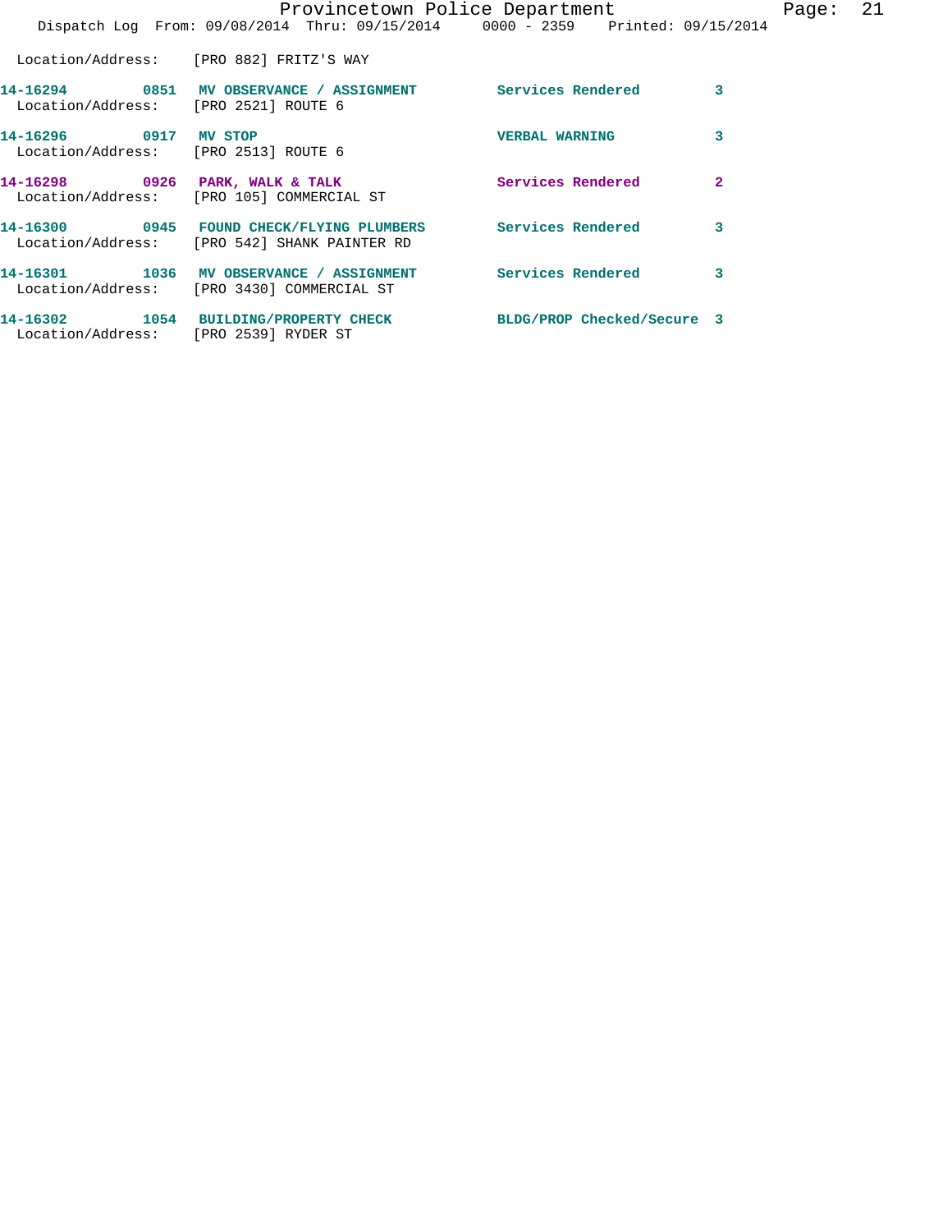Location/Address: [PRO 882] FRITZ'S WAY

14-16294 0851 MV OBSERVANCE / ASSIGNMENT Services Rendered 3
Location/Address: [PRO 2521] ROUTE 6

14-16296 0917 MV STOP VERBAL WARNING 3
Location/Address: [PRO 2513] ROUTE 6

14-16298 0926 PARK, WALK & TALK Services Rendered 2
Location/Address: [PRO 105] COMMERCIAL ST

14-16300 0945 FOUND CHECK/FLYING PLUMBERS Services Rendered 3
Location/Address: [PRO 542] SHANK PAINTER RD

14-16301 1036 MV OBSERVANCE / ASSIGNMENT Services Rendered 3
Location/Address: [PRO 3430] COMMERCIAL ST

14-16302 1054 BUILDING/PROPERTY CHECK BLDG/PROP Checked/Secure 3
Location/Address: [PRO 2539] RYDER ST